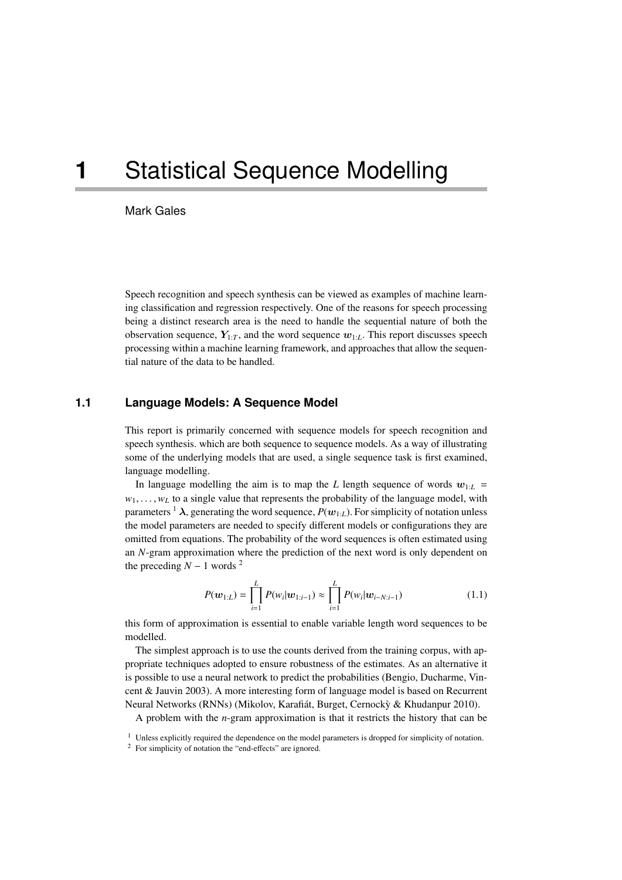# 1 Statistical Sequence Modelling

Mark Gales

Speech recognition and speech synthesis can be viewed as examples of machine learning classification and regression respectively. One of the reasons for speech processing being a distinct research area is the need to handle the sequential nature of both the observation sequence, $\boldsymbol{Y}_{1:T}$, and the word sequence $\boldsymbol{w}_{1:L}$. This report discusses speech processing within a machine learning framework, and approaches that allow the sequential nature of the data to be handled.

## 1.1 Language Models: A Sequence Model

This report is primarily concerned with sequence models for speech recognition and speech synthesis. which are both sequence to sequence models. As a way of illustrating some of the underlying models that are used, a single sequence task is first examined, language modelling.

In language modelling the aim is to map the $L$ length sequence of words $\boldsymbol{w}_{1:L} = w_1, \ldots, w_L$ to a single value that represents the probability of the language model, with parameters [1] $\boldsymbol{\lambda}$, generating the word sequence, $P(\boldsymbol{w}_{1:L})$. For simplicity of notation unless the model parameters are needed to specify different models or configurations they are omitted from equations. The probability of the word sequences is often estimated using an $N$-gram approximation where the prediction of the next word is only dependent on the preceding $N-1$ words [2]

$$P(\boldsymbol{w}_{1:L}) = \prod_{i=1}^{L} P(w_i|\boldsymbol{w}_{1:i-1}) \approx \prod_{i=1}^{L} P(w_i|\boldsymbol{w}_{i-N:i-1}) \tag{1.1}$$

this form of approximation is essential to enable variable length word sequences to be modelled.

The simplest approach is to use the counts derived from the training corpus, with appropriate techniques adopted to ensure robustness of the estimates. As an alternative it is possible to use a neural network to predict the probabilities (Bengio, Ducharme, Vincent & Jauvin 2003). A more interesting form of language model is based on Recurrent Neural Networks (RNNs) (Mikolov, Karafiát, Burget, Cernockỳ & Khudanpur 2010).

A problem with the $n$-gram approximation is that it restricts the history that can be

[1] Unless explicitly required the dependence on the model parameters is dropped for simplicity of notation.

[2] For simplicity of notation the "end-effects" are ignored.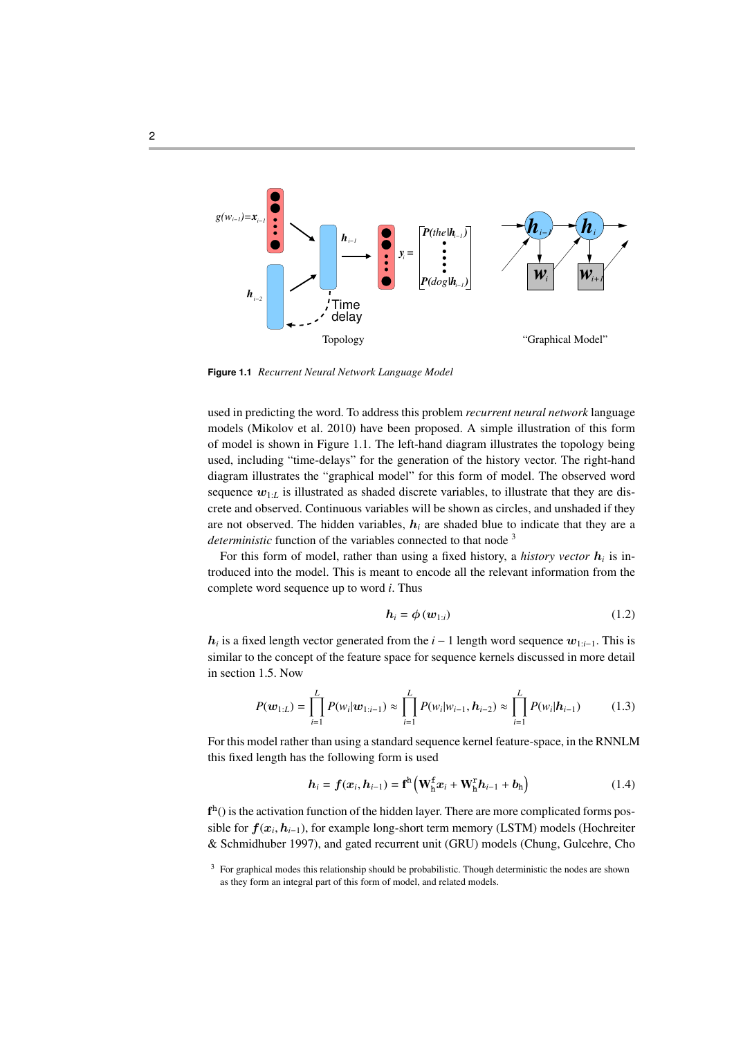**Figure 1.1** *Recurrent Neural Network Language Model*

used in predicting the word. To address this problem *recurrent neural network* language models (Mikolov et al. 2010) have been proposed. A simple illustration of this form of model is shown in Figure 1.1. The left-hand diagram illustrates the topology being used, including "time-delays" for the generation of the history vector. The right-hand diagram illustrates the "graphical model" for this form of model. The observed word sequence $\boldsymbol{w}_{1:L}$ is illustrated as shaded discrete variables, to illustrate that they are discrete and observed. Continuous variables will be shown as circles, and unshaded if they are not observed. The hidden variables, $\boldsymbol{h}_i$ are shaded blue to indicate that they are a *deterministic* function of the variables connected to that node [3]

For this form of model, rather than using a fixed history, a *history vector* $\boldsymbol{h}_i$ is introduced into the model. This is meant to encode all the relevant information from the complete word sequence up to word $i$. Thus

$$\boldsymbol{h}_i = \boldsymbol{\phi}(\boldsymbol{w}_{1:i}) \tag{1.2}$$

$\boldsymbol{h}_i$ is a fixed length vector generated from the $i-1$ length word sequence $\boldsymbol{w}_{1:i-1}$. This is similar to the concept of the feature space for sequence kernels discussed in more detail in section 1.5. Now

$$P(\boldsymbol{w}_{1:L}) = \prod_{i=1}^{L} P(w_i|\boldsymbol{w}_{1:i-1}) \approx \prod_{i=1}^{L} P(w_i|w_{i-1}, \boldsymbol{h}_{i-2}) \approx \prod_{i=1}^{L} P(w_i|\boldsymbol{h}_{i-1}) \tag{1.3}$$

For this model rather than using a standard sequence kernel feature-space, in the RNNLM this fixed length has the following form is used

$$\boldsymbol{h}_i = \boldsymbol{f}(\boldsymbol{x}_i, \boldsymbol{h}_{i-1}) = \mathbf{f}^{\text{h}}\left(\mathbf{W}_{\text{h}}^{\text{f}}\boldsymbol{x}_i + \mathbf{W}_{\text{h}}^{\text{r}}\boldsymbol{h}_{i-1} + \boldsymbol{b}_{\text{h}}\right) \tag{1.4}$$

$\mathbf{f}^{\text{h}}()$ is the activation function of the hidden layer. There are more complicated forms possible for $\boldsymbol{f}(\boldsymbol{x}_i, \boldsymbol{h}_{i-1})$, for example long-short term memory (LSTM) models (Hochreiter & Schmidhuber 1997), and gated recurrent unit (GRU) models (Chung, Gulcehre, Cho

[3] For graphical modes this relationship should be probabilistic. Though deterministic the nodes are shown as they form an integral part of this form of model, and related models.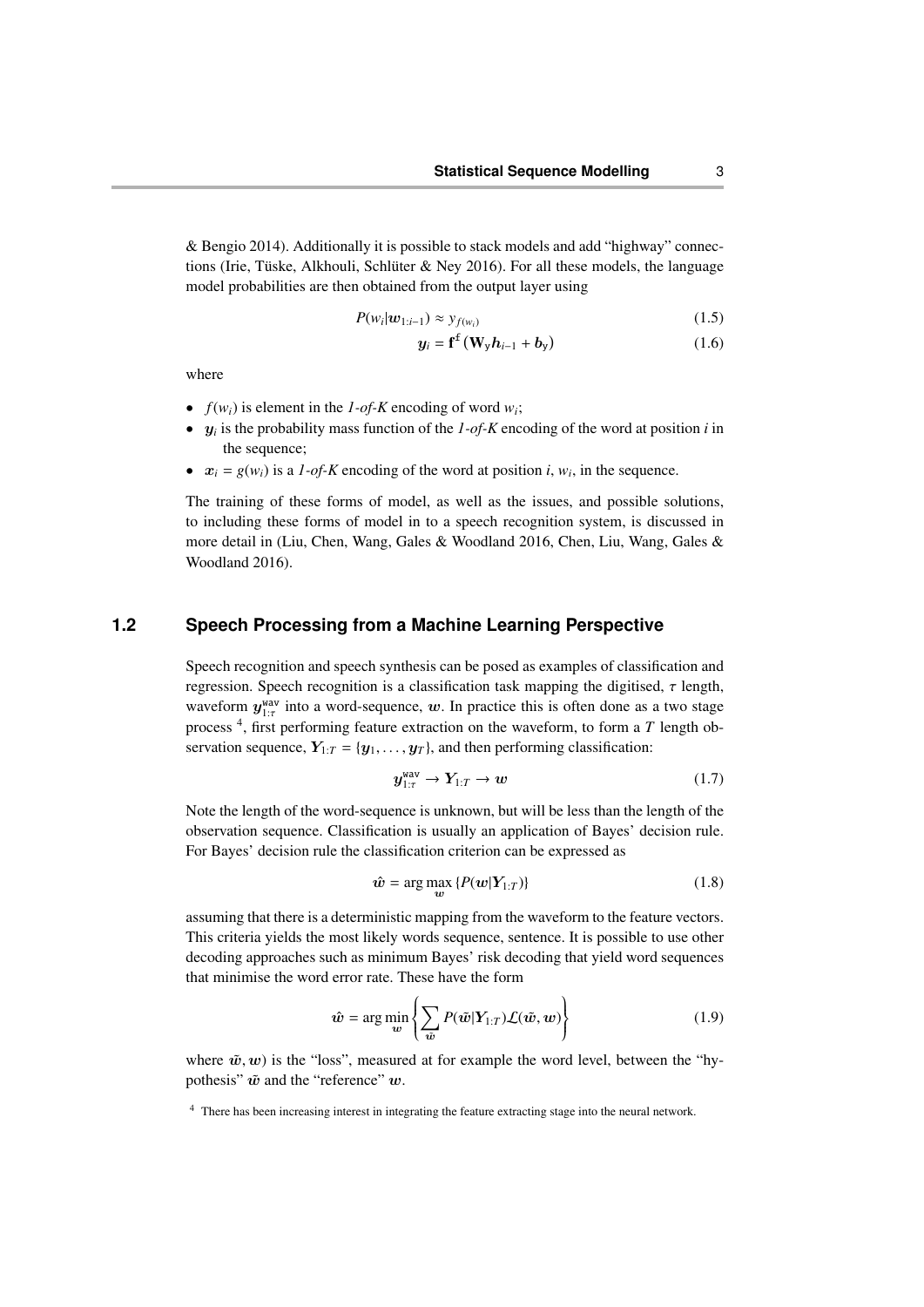& Bengio 2014). Additionally it is possible to stack models and add "highway" connections (Irie, Tüske, Alkhouli, Schlüter & Ney 2016). For all these models, the language model probabilities are then obtained from the output layer using

$$P(w_i|\boldsymbol{w}_{1:i-1}) \approx y_{f(w_i)} \tag{1.5}$$

$$\boldsymbol{y}_i = \mathbf{f}^{\mathrm{f}}\left(\mathbf{W}_{\mathrm{y}}\boldsymbol{h}_{i-1} + \boldsymbol{b}_{\mathrm{y}}\right) \tag{1.6}$$

where

- $f(w_i)$ is element in the *1-of-K* encoding of word $w_i$;
- $\boldsymbol{y}_i$ is the probability mass function of the *1-of-K* encoding of the word at position $i$ in the sequence;
- $\boldsymbol{x}_i = g(w_i)$ is a *1-of-K* encoding of the word at position $i$, $w_i$, in the sequence.

The training of these forms of model, as well as the issues, and possible solutions, to including these forms of model in to a speech recognition system, is discussed in more detail in (Liu, Chen, Wang, Gales & Woodland 2016, Chen, Liu, Wang, Gales & Woodland 2016).

## 1.2 Speech Processing from a Machine Learning Perspective

Speech recognition and speech synthesis can be posed as examples of classification and regression. Speech recognition is a classification task mapping the digitised, $\tau$ length, waveform $\boldsymbol{y}^{\mathtt{wav}}_{1:\tau}$ into a word-sequence, $\boldsymbol{w}$. In practice this is often done as a two stage process [4], first performing feature extraction on the waveform, to form a $T$ length observation sequence, $\boldsymbol{Y}_{1:T} = \{\boldsymbol{y}_1, \ldots, \boldsymbol{y}_T\}$, and then performing classification:

$$\boldsymbol{y}^{\mathtt{wav}}_{1:\tau} \rightarrow \boldsymbol{Y}_{1:T} \rightarrow \boldsymbol{w} \tag{1.7}$$

Note the length of the word-sequence is unknown, but will be less than the length of the observation sequence. Classification is usually an application of Bayes' decision rule. For Bayes' decision rule the classification criterion can be expressed as

$$\hat{\boldsymbol{w}} = \arg\max_{\boldsymbol{w}} \left\{P(\boldsymbol{w}|\boldsymbol{Y}_{1:T})\right\} \tag{1.8}$$

assuming that there is a deterministic mapping from the waveform to the feature vectors. This criteria yields the most likely words sequence, sentence. It is possible to use other decoding approaches such as minimum Bayes' risk decoding that yield word sequences that minimise the word error rate. These have the form

$$\hat{\boldsymbol{w}} = \arg\min_{\boldsymbol{w}} \left\{\sum_{\tilde{\boldsymbol{w}}} P(\tilde{\boldsymbol{w}}|\boldsymbol{Y}_{1:T})\mathcal{L}(\tilde{\boldsymbol{w}}, \boldsymbol{w})\right\} \tag{1.9}$$

where $\tilde{\boldsymbol{w}}, \boldsymbol{w})$ is the "loss", measured at for example the word level, between the "hypothesis" $\tilde{\boldsymbol{w}}$ and the "reference" $\boldsymbol{w}$.

[4] There has been increasing interest in integrating the feature extracting stage into the neural network.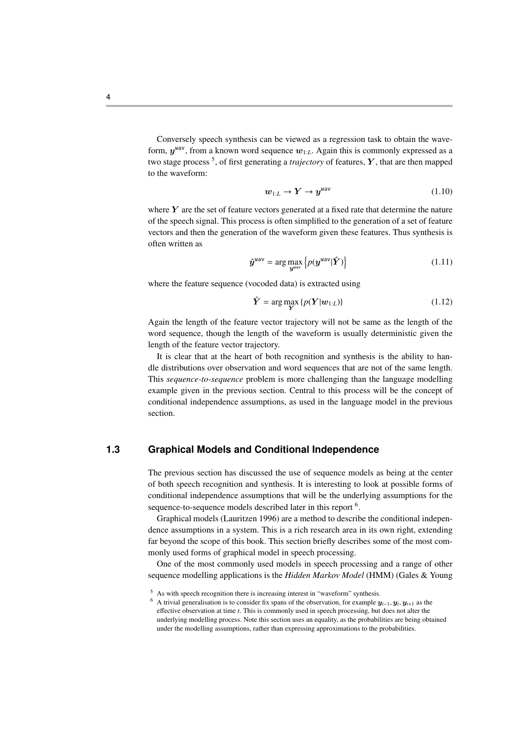Conversely speech synthesis can be viewed as a regression task to obtain the waveform, $\boldsymbol{y}^{\texttt{wav}}$, from a known word sequence $\boldsymbol{w}_{1:L}$. Again this is commonly expressed as a two stage process [5], of first generating a *trajectory* of features, $\boldsymbol{Y}$, that are then mapped to the waveform:

$$\boldsymbol{w}_{1:L} \rightarrow \boldsymbol{Y} \rightarrow \boldsymbol{y}^{\texttt{wav}} \tag{1.10}$$

where $\boldsymbol{Y}$ are the set of feature vectors generated at a fixed rate that determine the nature of the speech signal. This process is often simplified to the generation of a set of feature vectors and then the generation of the waveform given these features. Thus synthesis is often written as

$$\hat{\boldsymbol{y}}^{\texttt{wav}} = \arg\max_{\boldsymbol{y}^{\texttt{wav}}} \left\{ p(\boldsymbol{y}^{\texttt{wav}} | \hat{\boldsymbol{Y}}) \right\} \tag{1.11}$$

where the feature sequence (vocoded data) is extracted using

$$\hat{\boldsymbol{Y}} = \arg\max_{\boldsymbol{Y}} \{ p(\boldsymbol{Y} | \boldsymbol{w}_{1:L}) \} \tag{1.12}$$

Again the length of the feature vector trajectory will not be same as the length of the word sequence, though the length of the waveform is usually deterministic given the length of the feature vector trajectory.

It is clear that at the heart of both recognition and synthesis is the ability to handle distributions over observation and word sequences that are not of the same length. This *sequence-to-sequence* problem is more challenging than the language modelling example given in the previous section. Central to this process will be the concept of conditional independence assumptions, as used in the language model in the previous section.

## 1.3 Graphical Models and Conditional Independence

The previous section has discussed the use of sequence models as being at the center of both speech recognition and synthesis. It is interesting to look at possible forms of conditional independence assumptions that will be the underlying assumptions for the sequence-to-sequence models described later in this report [6].

Graphical models (Lauritzen 1996) are a method to describe the conditional independence assumptions in a system. This is a rich research area in its own right, extending far beyond the scope of this book. This section briefly describes some of the most commonly used forms of graphical model in speech processing.

One of the most commonly used models in speech processing and a range of other sequence modelling applications is the *Hidden Markov Model* (HMM) (Gales & Young

[5] As with speech recognition there is increasing interest in "waveform" synthesis.

[6] A trivial generalisation is to consider fix spans of the observation, for example $\boldsymbol{y}_{t-1}, \boldsymbol{y}_t, \boldsymbol{y}_{t+1}$ as the effective observation at time $t$. This is commonly used in speech processing, but does not alter the underlying modelling process. Note this section uses an equality, as the probabilities are being obtained under the modelling assumptions, rather than expressing approximations to the probabilities.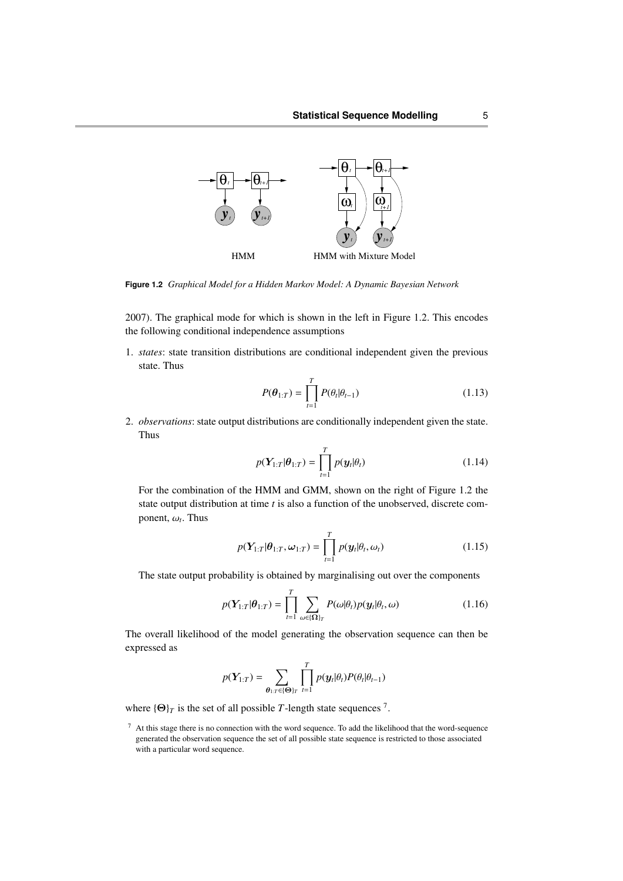HMM HMM with Mixture Model

**Figure 1.2** *Graphical Model for a Hidden Markov Model: A Dynamic Bayesian Network*

2007). The graphical mode for which is shown in the left in Figure 1.2. This encodes the following conditional independence assumptions

1. *states*: state transition distributions are conditional independent given the previous state. Thus

$$P(\boldsymbol{\theta}_{1:T}) = \prod_{t=1}^{T} P(\theta_t|\theta_{t-1}) \tag{1.13}$$

2. *observations*: state output distributions are conditionally independent given the state. Thus

$$p(\boldsymbol{Y}_{1:T}|\boldsymbol{\theta}_{1:T}) = \prod_{t=1}^{T} p(\boldsymbol{y}_t|\theta_t) \tag{1.14}$$

For the combination of the HMM and GMM, shown on the right of Figure 1.2 the state output distribution at time $t$ is also a function of the unobserved, discrete component, $\omega_t$. Thus

$$p(\boldsymbol{Y}_{1:T}|\boldsymbol{\theta}_{1:T}, \boldsymbol{\omega}_{1:T}) = \prod_{t=1}^{T} p(\boldsymbol{y}_t|\theta_t, \omega_t) \tag{1.15}$$

The state output probability is obtained by marginalising out over the components

$$p(\boldsymbol{Y}_{1:T}|\boldsymbol{\theta}_{1:T}) = \prod_{t=1}^{T} \sum_{\omega \in \{\boldsymbol{\Omega}\}_T} P(\omega|\theta_t) p(\boldsymbol{y}_t|\theta_t, \omega) \tag{1.16}$$

The overall likelihood of the model generating the observation sequence can then be expressed as

$$p(\boldsymbol{Y}_{1:T}) = \sum_{\boldsymbol{\theta}_{1:T} \in \{\boldsymbol{\Theta}\}_T} \prod_{t=1}^{T} p(\boldsymbol{y}_t|\theta_t) P(\theta_t|\theta_{t-1})$$

where $\{\boldsymbol{\Theta}\}_T$ is the set of all possible $T$-length state sequences [7].

[7] At this stage there is no connection with the word sequence. To add the likelihood that the word-sequence generated the observation sequence the set of all possible state sequence is restricted to those associated with a particular word sequence.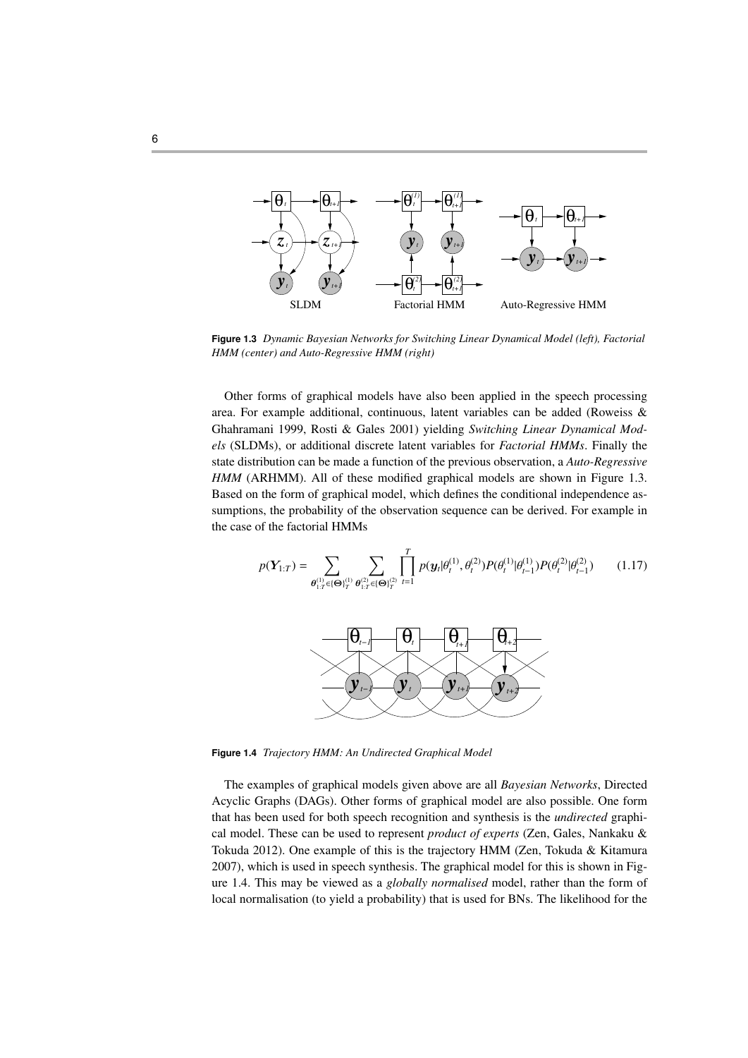**Figure 1.3** *Dynamic Bayesian Networks for Switching Linear Dynamical Model (left), Factorial HMM (center) and Auto-Regressive HMM (right)*

Other forms of graphical models have also been applied in the speech processing area. For example additional, continuous, latent variables can be added (Roweiss & Ghahramani 1999, Rosti & Gales 2001) yielding *Switching Linear Dynamical Models* (SLDMs), or additional discrete latent variables for *Factorial HMMs*. Finally the state distribution can be made a function of the previous observation, a *Auto-Regressive HMM* (ARHMM). All of these modified graphical models are shown in Figure 1.3. Based on the form of graphical model, which defines the conditional independence assumptions, the probability of the observation sequence can be derived. For example in the case of the factorial HMMs

$$p(\boldsymbol{Y}_{1:T}) = \sum_{\boldsymbol{\theta}^{(1)}_{1:T} \in \{\boldsymbol{\Theta}\}^{(1)}_T} \sum_{\boldsymbol{\theta}^{(2)}_{1:T} \in \{\boldsymbol{\Theta}\}^{(2)}_T} \prod_{t=1}^{T} p(\boldsymbol{y}_t|\theta^{(1)}_t, \theta^{(2)}_t) P(\theta^{(1)}_t|\theta^{(1)}_{t-1}) P(\theta^{(2)}_t|\theta^{(2)}_{t-1}) \tag{1.17}$$

**Figure 1.4** *Trajectory HMM: An Undirected Graphical Model*

The examples of graphical models given above are all *Bayesian Networks*, Directed Acyclic Graphs (DAGs). Other forms of graphical model are also possible. One form that has been used for both speech recognition and synthesis is the *undirected* graphical model. These can be used to represent *product of experts* (Zen, Gales, Nankaku & Tokuda 2012). One example of this is the trajectory HMM (Zen, Tokuda & Kitamura 2007), which is used in speech synthesis. The graphical model for this is shown in Figure 1.4. This may be viewed as a *globally normalised* model, rather than the form of local normalisation (to yield a probability) that is used for BNs. The likelihood for the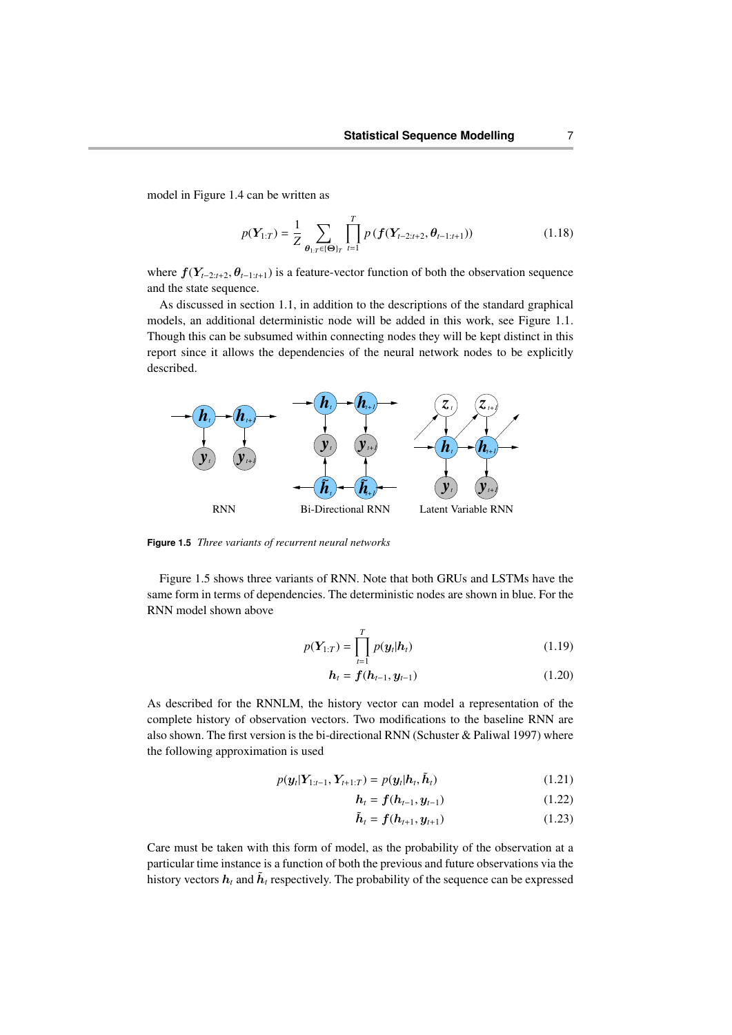model in Figure 1.4 can be written as

$$p(\boldsymbol{Y}_{1:T}) = \frac{1}{Z} \sum_{\boldsymbol{\theta}_{1:T} \in \{\boldsymbol{\Theta}\}_T} \prod_{t=1}^{T} p\left(\boldsymbol{f}(\boldsymbol{Y}_{t-2:t+2}, \boldsymbol{\theta}_{t-1:t+1})\right) \tag{1.18}$$

where $\boldsymbol{f}(\boldsymbol{Y}_{t-2:t+2}, \boldsymbol{\theta}_{t-1:t+1})$ is a feature-vector function of both the observation sequence and the state sequence.

As discussed in section 1.1, in addition to the descriptions of the standard graphical models, an additional deterministic node will be added in this work, see Figure 1.1. Though this can be subsumed within connecting nodes they will be kept distinct in this report since it allows the dependencies of the neural network nodes to be explicitly described.

**Figure 1.5** *Three variants of recurrent neural networks*

Figure 1.5 shows three variants of RNN. Note that both GRUs and LSTMs have the same form in terms of dependencies. The deterministic nodes are shown in blue. For the RNN model shown above

$$p(\boldsymbol{Y}_{1:T}) = \prod_{t=1}^{T} p(\boldsymbol{y}_t|\boldsymbol{h}_t) \tag{1.19}$$

$$\boldsymbol{h}_t = \boldsymbol{f}(\boldsymbol{h}_{t-1}, \boldsymbol{y}_{t-1}) \tag{1.20}$$

As described for the RNNLM, the history vector can model a representation of the complete history of observation vectors. Two modifications to the baseline RNN are also shown. The first version is the bi-directional RNN (Schuster & Paliwal 1997) where the following approximation is used

$$p(\boldsymbol{y}_t|\boldsymbol{Y}_{1:t-1}, \boldsymbol{Y}_{t+1:T}) = p(\boldsymbol{y}_t|\boldsymbol{h}_t, \tilde{\boldsymbol{h}}_t) \tag{1.21}$$

$$\boldsymbol{h}_t = \boldsymbol{f}(\boldsymbol{h}_{t-1}, \boldsymbol{y}_{t-1}) \tag{1.22}$$

$$\tilde{\boldsymbol{h}}_t = \boldsymbol{f}(\boldsymbol{h}_{t+1}, \boldsymbol{y}_{t+1}) \tag{1.23}$$

Care must be taken with this form of model, as the probability of the observation at a particular time instance is a function of both the previous and future observations via the history vectors $\boldsymbol{h}_t$ and $\tilde{\boldsymbol{h}}_t$ respectively. The probability of the sequence can be expressed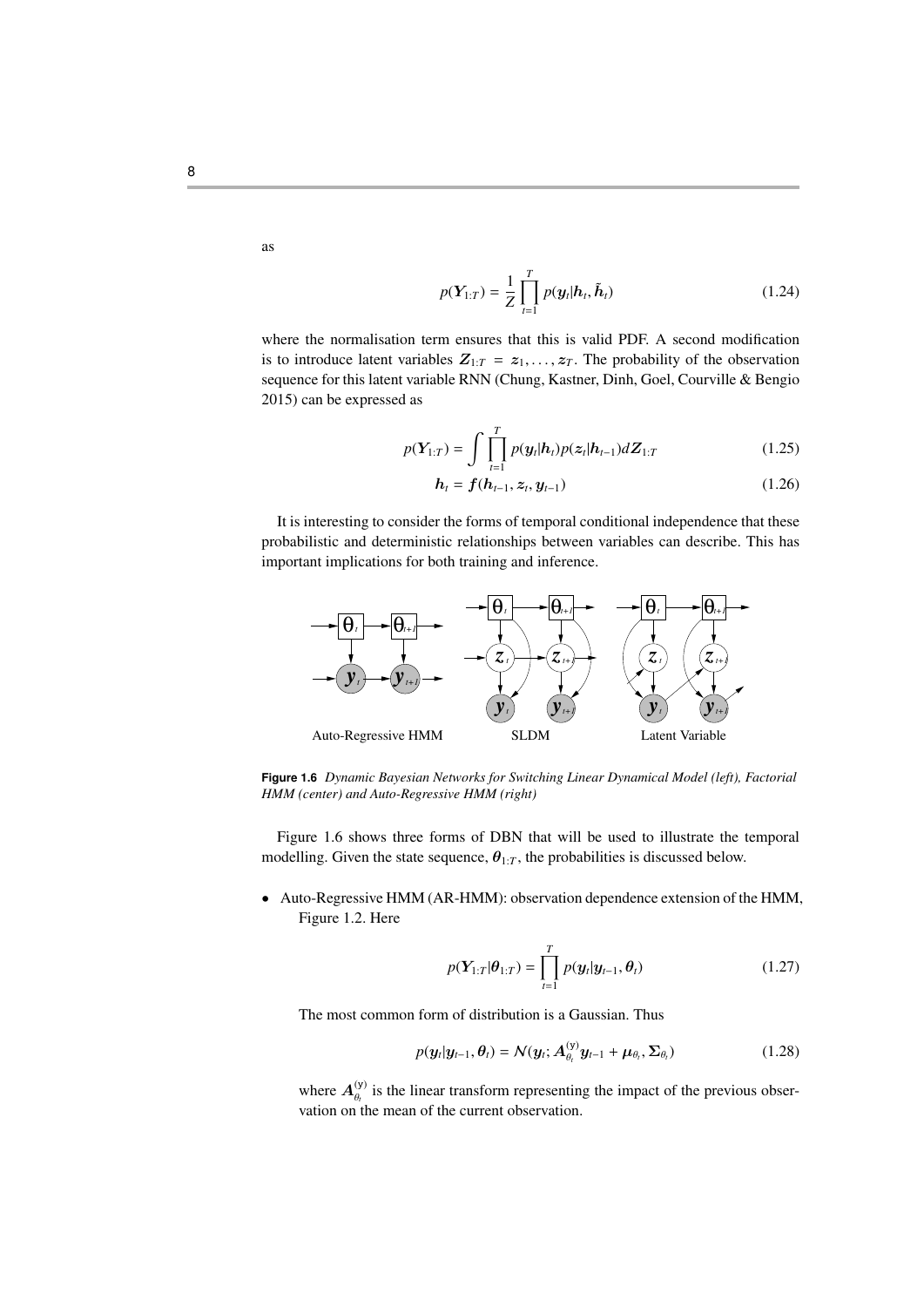as

$$p(\boldsymbol{Y}_{1:T}) = \frac{1}{Z}\prod_{t=1}^{T} p(\boldsymbol{y}_t|\boldsymbol{h}_t, \tilde{\boldsymbol{h}}_t) \tag{1.24}$$

where the normalisation term ensures that this is valid PDF. A second modification is to introduce latent variables $\boldsymbol{Z}_{1:T} = \boldsymbol{z}_1, \ldots, \boldsymbol{z}_T$. The probability of the observation sequence for this latent variable RNN (Chung, Kastner, Dinh, Goel, Courville & Bengio 2015) can be expressed as

$$p(\boldsymbol{Y}_{1:T}) = \int \prod_{t=1}^{T} p(\boldsymbol{y}_t|\boldsymbol{h}_t)p(\boldsymbol{z}_t|\boldsymbol{h}_{t-1})d\boldsymbol{Z}_{1:T} \tag{1.25}$$

$$\boldsymbol{h}_t = \boldsymbol{f}(\boldsymbol{h}_{t-1}, \boldsymbol{z}_t, \boldsymbol{y}_{t-1}) \tag{1.26}$$

It is interesting to consider the forms of temporal conditional independence that these probabilistic and deterministic relationships between variables can describe. This has important implications for both training and inference.

Auto-Regressive HMM SLDM Latent Variable

**Figure 1.6** *Dynamic Bayesian Networks for Switching Linear Dynamical Model (left), Factorial HMM (center) and Auto-Regressive HMM (right)*

Figure 1.6 shows three forms of DBN that will be used to illustrate the temporal modelling. Given the state sequence, $\boldsymbol{\theta}_{1:T}$, the probabilities is discussed below.

- Auto-Regressive HMM (AR-HMM): observation dependence extension of the HMM, Figure 1.2. Here

$$p(\boldsymbol{Y}_{1:T}|\boldsymbol{\theta}_{1:T}) = \prod_{t=1}^{T} p(\boldsymbol{y}_t|\boldsymbol{y}_{t-1}, \boldsymbol{\theta}_t) \tag{1.27}$$

The most common form of distribution is a Gaussian. Thus

$$p(\boldsymbol{y}_t|\boldsymbol{y}_{t-1}, \boldsymbol{\theta}_t) = \mathcal{N}(\boldsymbol{y}_t; \boldsymbol{A}^{(\mathrm{y})}_{\theta_t}\boldsymbol{y}_{t-1} + \boldsymbol{\mu}_{\theta_t}, \boldsymbol{\Sigma}_{\theta_t}) \tag{1.28}$$

where $\boldsymbol{A}^{(\mathrm{y})}_{\theta_t}$ is the linear transform representing the impact of the previous observation on the mean of the current observation.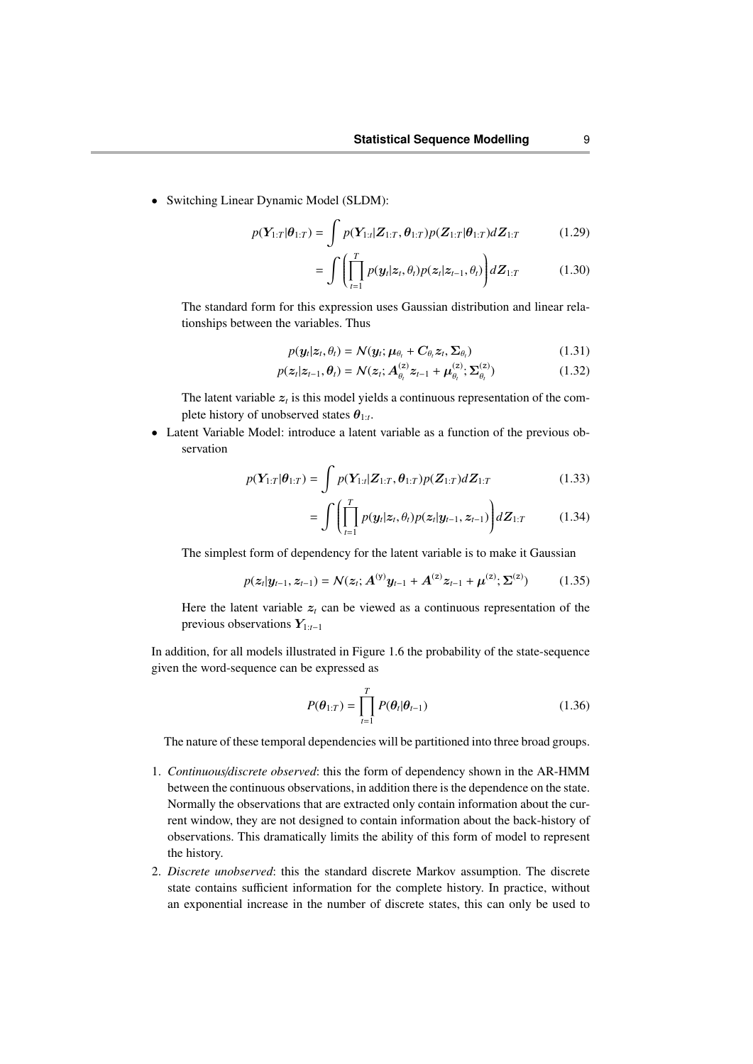- Switching Linear Dynamic Model (SLDM):

$$p(\boldsymbol{Y}_{1:T}|\boldsymbol{\theta}_{1:T}) = \int p(\boldsymbol{Y}_{1:t}|\boldsymbol{Z}_{1:T}, \boldsymbol{\theta}_{1:T})p(\boldsymbol{Z}_{1:T}|\boldsymbol{\theta}_{1:T})d\boldsymbol{Z}_{1:T} \tag{1.29}$$

$$= \int \left( \prod_{t=1}^{T} p(\boldsymbol{y}_t|\boldsymbol{z}_t, \theta_t)p(\boldsymbol{z}_t|\boldsymbol{z}_{t-1}, \theta_t) \right) d\boldsymbol{Z}_{1:T} \tag{1.30}$$

  The standard form for this expression uses Gaussian distribution and linear relationships between the variables. Thus

$$p(\boldsymbol{y}_t|\boldsymbol{z}_t, \theta_t) = \mathcal{N}(\boldsymbol{y}_t; \boldsymbol{\mu}_{\theta_t} + \boldsymbol{C}_{\theta_t}\boldsymbol{z}_t, \boldsymbol{\Sigma}_{\theta_t}) \tag{1.31}$$

$$p(\boldsymbol{z}_t|\boldsymbol{z}_{t-1}, \boldsymbol{\theta}_t) = \mathcal{N}(\boldsymbol{z}_t; \boldsymbol{A}^{(\mathrm{z})}_{\theta_t}\boldsymbol{z}_{t-1} + \boldsymbol{\mu}^{(\mathrm{z})}_{\theta_t}; \boldsymbol{\Sigma}^{(\mathrm{z})}_{\theta_t}) \tag{1.32}$$

  The latent variable $\boldsymbol{z}_t$ is this model yields a continuous representation of the complete history of unobserved states $\boldsymbol{\theta}_{1:t}$.

- Latent Variable Model: introduce a latent variable as a function of the previous observation

$$p(\boldsymbol{Y}_{1:T}|\boldsymbol{\theta}_{1:T}) = \int p(\boldsymbol{Y}_{1:t}|\boldsymbol{Z}_{1:T}, \boldsymbol{\theta}_{1:T})p(\boldsymbol{Z}_{1:T})d\boldsymbol{Z}_{1:T} \tag{1.33}$$

$$= \int \left( \prod_{t=1}^{T} p(\boldsymbol{y}_t|\boldsymbol{z}_t, \theta_t)p(\boldsymbol{z}_t|\boldsymbol{y}_{t-1}, \boldsymbol{z}_{t-1}) \right) d\boldsymbol{Z}_{1:T} \tag{1.34}$$

  The simplest form of dependency for the latent variable is to make it Gaussian

$$p(\boldsymbol{z}_t|\boldsymbol{y}_{t-1}, \boldsymbol{z}_{t-1}) = \mathcal{N}(\boldsymbol{z}_t; \boldsymbol{A}^{(\mathrm{y})}\boldsymbol{y}_{t-1} + \boldsymbol{A}^{(\mathrm{z})}\boldsymbol{z}_{t-1} + \boldsymbol{\mu}^{(\mathrm{z})}; \boldsymbol{\Sigma}^{(\mathrm{z})}) \tag{1.35}$$

  Here the latent variable $\boldsymbol{z}_t$ can be viewed as a continuous representation of the previous observations $\boldsymbol{Y}_{1:t-1}$

In addition, for all models illustrated in Figure 1.6 the probability of the state-sequence given the word-sequence can be expressed as

$$P(\boldsymbol{\theta}_{1:T}) = \prod_{t=1}^{T} P(\boldsymbol{\theta}_t|\boldsymbol{\theta}_{t-1}) \tag{1.36}$$

The nature of these temporal dependencies will be partitioned into three broad groups.

1. *Continuous/discrete observed*: this the form of dependency shown in the AR-HMM between the continuous observations, in addition there is the dependence on the state. Normally the observations that are extracted only contain information about the current window, they are not designed to contain information about the back-history of observations. This dramatically limits the ability of this form of model to represent the history.
2. *Discrete unobserved*: this the standard discrete Markov assumption. The discrete state contains sufficient information for the complete history. In practice, without an exponential increase in the number of discrete states, this can only be used to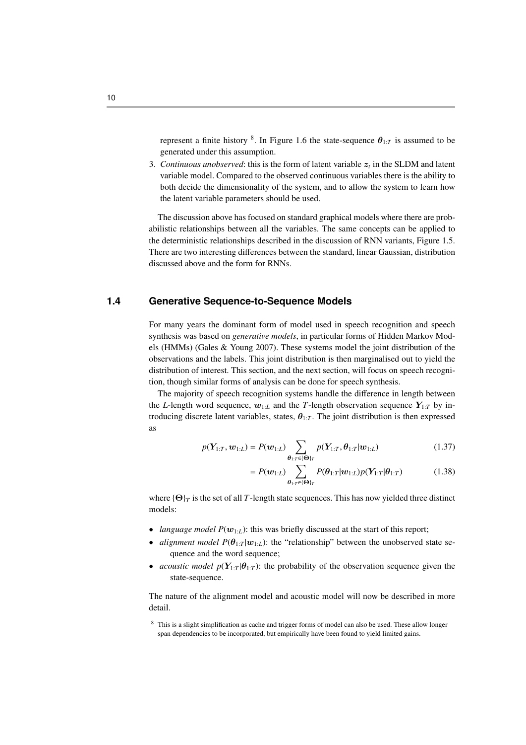represent a finite history [8]. In Figure 1.6 the state-sequence $\boldsymbol{\theta}_{1:T}$ is assumed to be generated under this assumption.

3. *Continuous unobserved*: this is the form of latent variable $\boldsymbol{z}_t$ in the SLDM and latent variable model. Compared to the observed continuous variables there is the ability to both decide the dimensionality of the system, and to allow the system to learn how the latent variable parameters should be used.

The discussion above has focused on standard graphical models where there are probabilistic relationships between all the variables. The same concepts can be applied to the deterministic relationships described in the discussion of RNN variants, Figure 1.5. There are two interesting differences between the standard, linear Gaussian, distribution discussed above and the form for RNNs.

## 1.4 Generative Sequence-to-Sequence Models

For many years the dominant form of model used in speech recognition and speech synthesis was based on *generative models*, in particular forms of Hidden Markov Models (HMMs) (Gales & Young 2007). These systems model the joint distribution of the observations and the labels. This joint distribution is then marginalised out to yield the distribution of interest. This section, and the next section, will focus on speech recognition, though similar forms of analysis can be done for speech synthesis.

The majority of speech recognition systems handle the difference in length between the $L$-length word sequence, $\boldsymbol{w}_{1:L}$ and the $T$-length observation sequence $\boldsymbol{Y}_{1:T}$ by introducing discrete latent variables, states, $\boldsymbol{\theta}_{1:T}$. The joint distribution is then expressed as

$$p(\boldsymbol{Y}_{1:T}, \boldsymbol{w}_{1:L}) = P(\boldsymbol{w}_{1:L}) \sum_{\boldsymbol{\theta}_{1:T} \in \{\boldsymbol{\Theta}\}_T} p(\boldsymbol{Y}_{1:T}, \boldsymbol{\theta}_{1:T} | \boldsymbol{w}_{1:L}) \tag{1.37}$$

$$= P(\boldsymbol{w}_{1:L}) \sum_{\boldsymbol{\theta}_{1:T} \in \{\boldsymbol{\Theta}\}_T} P(\boldsymbol{\theta}_{1:T} | \boldsymbol{w}_{1:L}) p(\boldsymbol{Y}_{1:T} | \boldsymbol{\theta}_{1:T}) \tag{1.38}$$

where $\{\boldsymbol{\Theta}\}_T$ is the set of all $T$-length state sequences. This has now yielded three distinct models:

- *language model* $P(\boldsymbol{w}_{1:L})$: this was briefly discussed at the start of this report;
- *alignment model* $P(\boldsymbol{\theta}_{1:T} | \boldsymbol{w}_{1:L})$: the "relationship" between the unobserved state sequence and the word sequence;
- *acoustic model* $p(\boldsymbol{Y}_{1:T} | \boldsymbol{\theta}_{1:T})$: the probability of the observation sequence given the state-sequence.

The nature of the alignment model and acoustic model will now be described in more detail.

[8] This is a slight simplification as cache and trigger forms of model can also be used. These allow longer span dependencies to be incorporated, but empirically have been found to yield limited gains.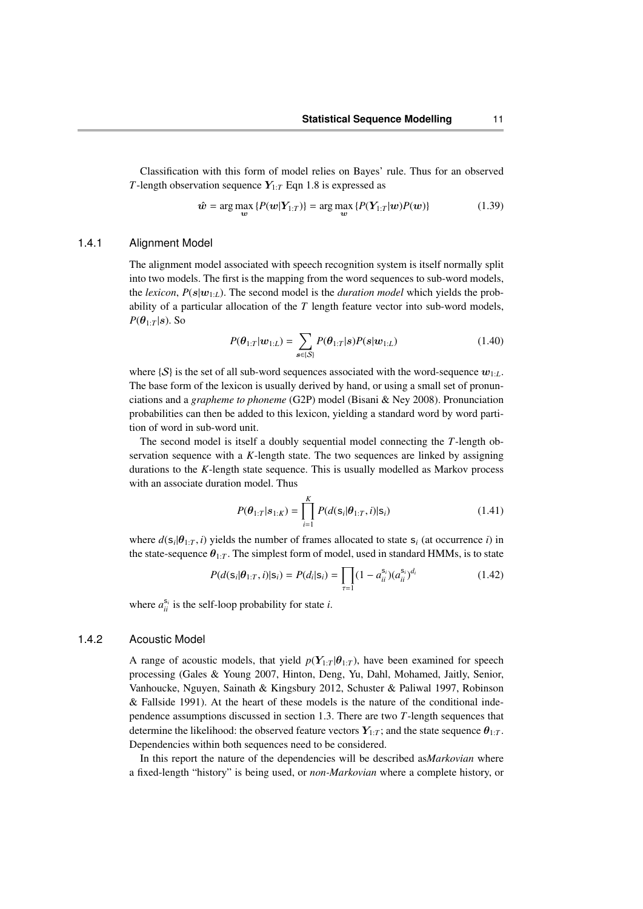Classification with this form of model relies on Bayes' rule. Thus for an observed $T$-length observation sequence $\boldsymbol{Y}_{1:T}$ Eqn 1.8 is expressed as

$$\hat{\boldsymbol{w}} = \arg\max_{\boldsymbol{w}} \{P(\boldsymbol{w}|\boldsymbol{Y}_{1:T})\} = \arg\max_{\boldsymbol{w}} \{P(\boldsymbol{Y}_{1:T}|\boldsymbol{w})P(\boldsymbol{w})\} \tag{1.39}$$

### 1.4.1 Alignment Model

The alignment model associated with speech recognition system is itself normally split into two models. The first is the mapping from the word sequences to sub-word models, the *lexicon*, $P(\boldsymbol{s}|\boldsymbol{w}_{1:L})$. The second model is the *duration model* which yields the probability of a particular allocation of the $T$ length feature vector into sub-word models, $P(\boldsymbol{\theta}_{1:T}|\boldsymbol{s})$. So

$$P(\boldsymbol{\theta}_{1:T}|\boldsymbol{w}_{1:L}) = \sum_{\boldsymbol{s}\in\{\mathcal{S}\}} P(\boldsymbol{\theta}_{1:T}|\boldsymbol{s})P(\boldsymbol{s}|\boldsymbol{w}_{1:L}) \tag{1.40}$$

where $\{\mathcal{S}\}$ is the set of all sub-word sequences associated with the word-sequence $\boldsymbol{w}_{1:L}$. The base form of the lexicon is usually derived by hand, or using a small set of pronunciations and a *grapheme to phoneme* (G2P) model (Bisani & Ney 2008). Pronunciation probabilities can then be added to this lexicon, yielding a standard word by word partition of word in sub-word unit.

The second model is itself a doubly sequential model connecting the $T$-length observation sequence with a $K$-length state. The two sequences are linked by assigning durations to the $K$-length state sequence. This is usually modelled as Markov process with an associate duration model. Thus

$$P(\boldsymbol{\theta}_{1:T}|\boldsymbol{s}_{1:K}) = \prod_{i=1}^{K} P(d(\mathsf{s}_i|\boldsymbol{\theta}_{1:T}, i)|\mathsf{s}_i) \tag{1.41}$$

where $d(\mathsf{s}_i|\boldsymbol{\theta}_{1:T}, i)$ yields the number of frames allocated to state $\mathsf{s}_i$ (at occurrence $i$) in the state-sequence $\boldsymbol{\theta}_{1:T}$. The simplest form of model, used in standard HMMs, is to state

$$P(d(\mathsf{s}_i|\boldsymbol{\theta}_{1:T}, i)|\mathsf{s}_i) = P(d_i|\mathsf{s}_i) = \prod_{\tau=1}(1 - a_{ii}^{\mathsf{s}_i})(a_{ii}^{\mathsf{s}_i})^{d_i} \tag{1.42}$$

where $a_{ii}^{\mathsf{s}_i}$ is the self-loop probability for state $i$.

### 1.4.2 Acoustic Model

A range of acoustic models, that yield $p(\boldsymbol{Y}_{1:T}|\boldsymbol{\theta}_{1:T})$, have been examined for speech processing (Gales & Young 2007, Hinton, Deng, Yu, Dahl, Mohamed, Jaitly, Senior, Vanhoucke, Nguyen, Sainath & Kingsbury 2012, Schuster & Paliwal 1997, Robinson & Fallside 1991). At the heart of these models is the nature of the conditional independence assumptions discussed in section 1.3. There are two $T$-length sequences that determine the likelihood: the observed feature vectors $\boldsymbol{Y}_{1:T}$; and the state sequence $\boldsymbol{\theta}_{1:T}$. Dependencies within both sequences need to be considered.

In this report the nature of the dependencies will be described as*Markovian* where a fixed-length "history" is being used, or *non-Markovian* where a complete history, or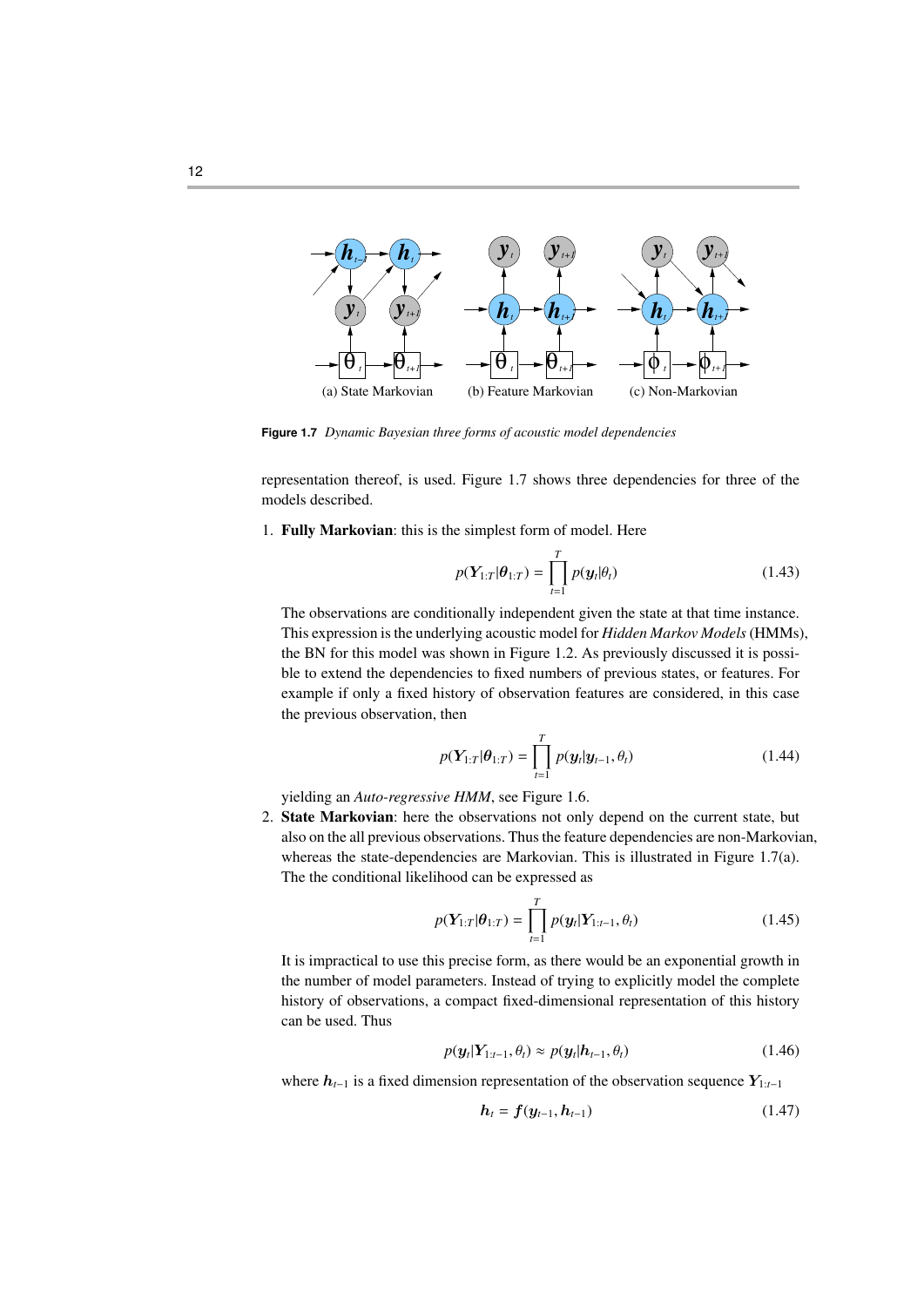(a) State Markovian (b) Feature Markovian (c) Non-Markovian

**Figure 1.7** *Dynamic Bayesian three forms of acoustic model dependencies*

representation thereof, is used. Figure 1.7 shows three dependencies for three of the models described.

1. **Fully Markovian**: this is the simplest form of model. Here

$$p(\boldsymbol{Y}_{1:T}|\boldsymbol{\theta}_{1:T}) = \prod_{t=1}^{T} p(\boldsymbol{y}_t|\theta_t) \tag{1.43}$$

The observations are conditionally independent given the state at that time instance. This expression is the underlying acoustic model for *Hidden Markov Models* (HMMs), the BN for this model was shown in Figure 1.2. As previously discussed it is possible to extend the dependencies to fixed numbers of previous states, or features. For example if only a fixed history of observation features are considered, in this case the previous observation, then

$$p(\boldsymbol{Y}_{1:T}|\boldsymbol{\theta}_{1:T}) = \prod_{t=1}^{T} p(\boldsymbol{y}_t|\boldsymbol{y}_{t-1}, \theta_t) \tag{1.44}$$

yielding an *Auto-regressive HMM*, see Figure 1.6.

2. **State Markovian**: here the observations not only depend on the current state, but also on the all previous observations. Thus the feature dependencies are non-Markovian, whereas the state-dependencies are Markovian. This is illustrated in Figure 1.7(a). The the conditional likelihood can be expressed as

$$p(\boldsymbol{Y}_{1:T}|\boldsymbol{\theta}_{1:T}) = \prod_{t=1}^{T} p(\boldsymbol{y}_t|\boldsymbol{Y}_{1:t-1}, \theta_t) \tag{1.45}$$

It is impractical to use this precise form, as there would be an exponential growth in the number of model parameters. Instead of trying to explicitly model the complete history of observations, a compact fixed-dimensional representation of this history can be used. Thus

$$p(\boldsymbol{y}_t|\boldsymbol{Y}_{1:t-1}, \theta_t) \approx p(\boldsymbol{y}_t|\boldsymbol{h}_{t-1}, \theta_t) \tag{1.46}$$

where $\boldsymbol{h}_{t-1}$ is a fixed dimension representation of the observation sequence $\boldsymbol{Y}_{1:t-1}$

$$\boldsymbol{h}_t = \boldsymbol{f}(\boldsymbol{y}_{t-1}, \boldsymbol{h}_{t-1}) \tag{1.47}$$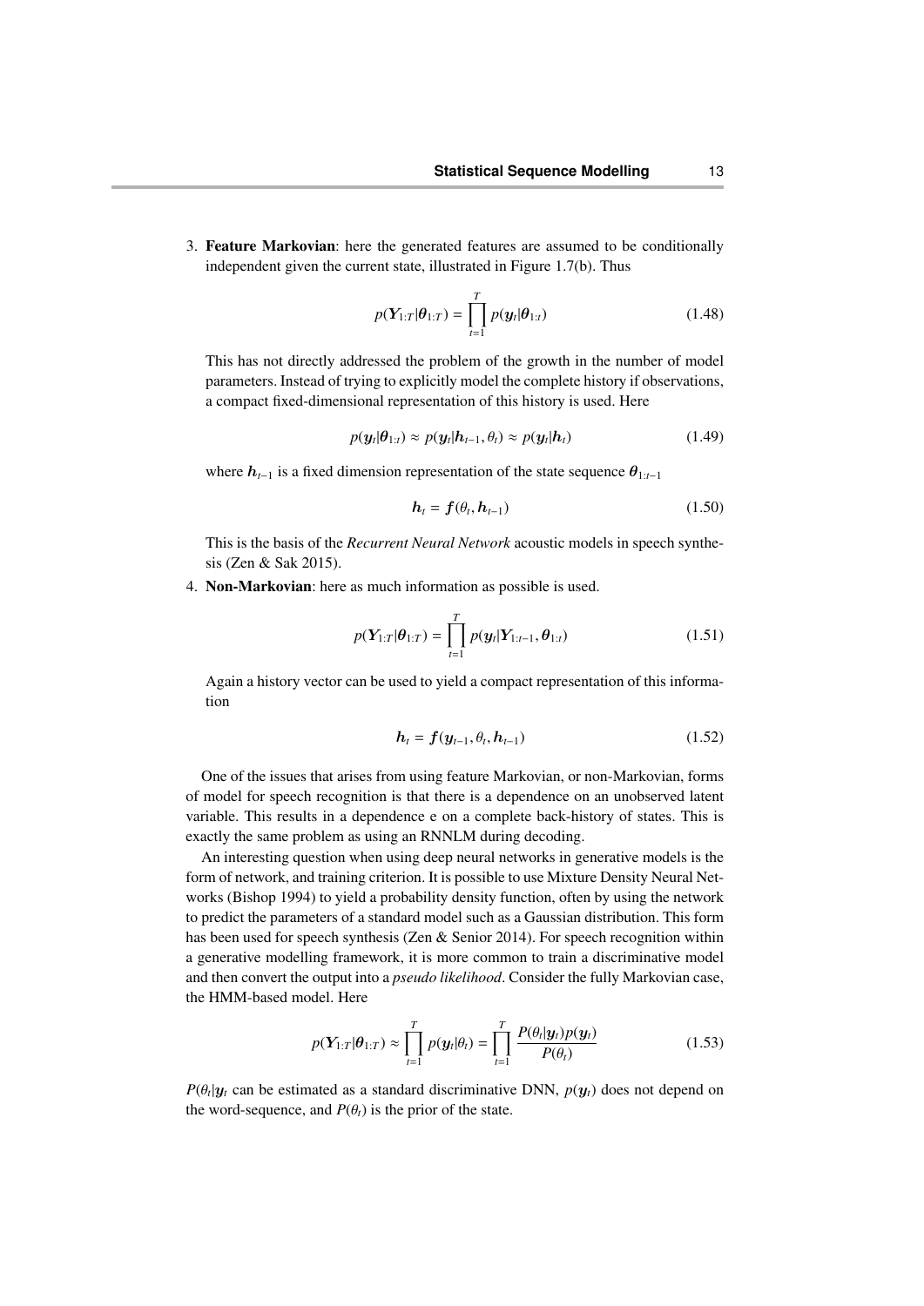3. **Feature Markovian**: here the generated features are assumed to be conditionally independent given the current state, illustrated in Figure 1.7(b). Thus

$$p(\boldsymbol{Y}_{1:T}|\boldsymbol{\theta}_{1:T}) = \prod_{t=1}^{T} p(\boldsymbol{y}_t|\boldsymbol{\theta}_{1:t}) \tag{1.48}$$

   This has not directly addressed the problem of the growth in the number of model parameters. Instead of trying to explicitly model the complete history if observations, a compact fixed-dimensional representation of this history is used. Here

$$p(\boldsymbol{y}_t|\boldsymbol{\theta}_{1:t}) \approx p(\boldsymbol{y}_t|\boldsymbol{h}_{t-1}, \theta_t) \approx p(\boldsymbol{y}_t|\boldsymbol{h}_t) \tag{1.49}$$

   where $\boldsymbol{h}_{t-1}$ is a fixed dimension representation of the state sequence $\boldsymbol{\theta}_{1:t-1}$

$$\boldsymbol{h}_t = \boldsymbol{f}(\theta_t, \boldsymbol{h}_{t-1}) \tag{1.50}$$

   This is the basis of the *Recurrent Neural Network* acoustic models in speech synthesis (Zen & Sak 2015).

4. **Non-Markovian**: here as much information as possible is used.

$$p(\boldsymbol{Y}_{1:T}|\boldsymbol{\theta}_{1:T}) = \prod_{t=1}^{T} p(\boldsymbol{y}_t|\boldsymbol{Y}_{1:t-1}, \boldsymbol{\theta}_{1:t}) \tag{1.51}$$

   Again a history vector can be used to yield a compact representation of this information

$$\boldsymbol{h}_t = \boldsymbol{f}(\boldsymbol{y}_{t-1}, \theta_t, \boldsymbol{h}_{t-1}) \tag{1.52}$$

One of the issues that arises from using feature Markovian, or non-Markovian, forms of model for speech recognition is that there is a dependence on an unobserved latent variable. This results in a dependence e on a complete back-history of states. This is exactly the same problem as using an RNNLM during decoding.

An interesting question when using deep neural networks in generative models is the form of network, and training criterion. It is possible to use Mixture Density Neural Networks (Bishop 1994) to yield a probability density function, often by using the network to predict the parameters of a standard model such as a Gaussian distribution. This form has been used for speech synthesis (Zen & Senior 2014). For speech recognition within a generative modelling framework, it is more common to train a discriminative model and then convert the output into a *pseudo likelihood*. Consider the fully Markovian case, the HMM-based model. Here

$$p(\boldsymbol{Y}_{1:T}|\boldsymbol{\theta}_{1:T}) \approx \prod_{t=1}^{T} p(\boldsymbol{y}_t|\theta_t) = \prod_{t=1}^{T} \frac{P(\theta_t|\boldsymbol{y}_t)p(\boldsymbol{y}_t)}{P(\theta_t)} \tag{1.53}$$

$P(\theta_t|\boldsymbol{y}_t$ can be estimated as a standard discriminative DNN, $p(\boldsymbol{y}_t)$ does not depend on the word-sequence, and $P(\theta_t)$ is the prior of the state.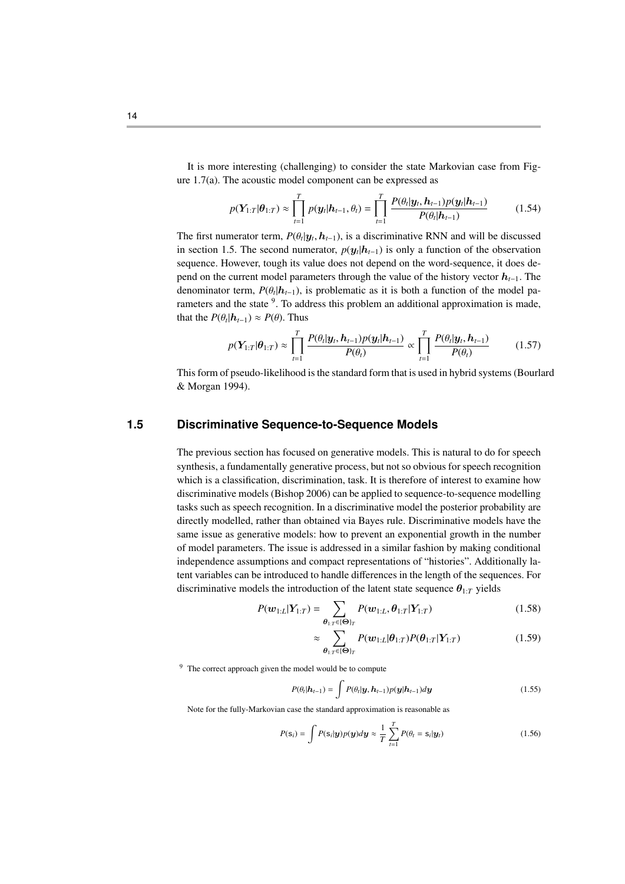It is more interesting (challenging) to consider the state Markovian case from Figure 1.7(a). The acoustic model component can be expressed as

$$p(\boldsymbol{Y}_{1:T}|\boldsymbol{\theta}_{1:T}) \approx \prod_{t=1}^{T} p(\boldsymbol{y}_t|\boldsymbol{h}_{t-1}, \theta_t) = \prod_{t=1}^{T} \frac{P(\theta_t|\boldsymbol{y}_t, \boldsymbol{h}_{t-1})p(\boldsymbol{y}_t|\boldsymbol{h}_{t-1})}{P(\theta_t|\boldsymbol{h}_{t-1})} \tag{1.54}$$

The first numerator term, $P(\theta_t|\boldsymbol{y}_t, \boldsymbol{h}_{t-1})$, is a discriminative RNN and will be discussed in section 1.5. The second numerator, $p(\boldsymbol{y}_t|\boldsymbol{h}_{t-1})$ is only a function of the observation sequence. However, tough its value does not depend on the word-sequence, it does depend on the current model parameters through the value of the history vector $\boldsymbol{h}_{t-1}$. The denominator term, $P(\theta_t|\boldsymbol{h}_{t-1})$, is problematic as it is both a function of the model parameters and the state [9]. To address this problem an additional approximation is made, that the $P(\theta_t|\boldsymbol{h}_{t-1}) \approx P(\theta)$. Thus

$$p(\boldsymbol{Y}_{1:T}|\boldsymbol{\theta}_{1:T}) \approx \prod_{t=1}^{T} \frac{P(\theta_t|\boldsymbol{y}_t, \boldsymbol{h}_{t-1})p(\boldsymbol{y}_t|\boldsymbol{h}_{t-1})}{P(\theta_t)} \propto \prod_{t=1}^{T} \frac{P(\theta_t|\boldsymbol{y}_t, \boldsymbol{h}_{t-1})}{P(\theta_t)} \tag{1.57}$$

This form of pseudo-likelihood is the standard form that is used in hybrid systems (Bourlard & Morgan 1994).

## 1.5 Discriminative Sequence-to-Sequence Models

The previous section has focused on generative models. This is natural to do for speech synthesis, a fundamentally generative process, but not so obvious for speech recognition which is a classification, discrimination, task. It is therefore of interest to examine how discriminative models (Bishop 2006) can be applied to sequence-to-sequence modelling tasks such as speech recognition. In a discriminative model the posterior probability are directly modelled, rather than obtained via Bayes rule. Discriminative models have the same issue as generative models: how to prevent an exponential growth in the number of model parameters. The issue is addressed in a similar fashion by making conditional independence assumptions and compact representations of "histories". Additionally latent variables can be introduced to handle differences in the length of the sequences. For discriminative models the introduction of the latent state sequence $\boldsymbol{\theta}_{1:T}$ yields

$$P(\boldsymbol{w}_{1:L}|\boldsymbol{Y}_{1:T}) = \sum_{\boldsymbol{\theta}_{1:T} \in \{\boldsymbol{\Theta}\}_T} P(\boldsymbol{w}_{1:L}, \boldsymbol{\theta}_{1:T}|\boldsymbol{Y}_{1:T}) \tag{1.58}$$

$$\approx \sum_{\boldsymbol{\theta}_{1:T} \in \{\boldsymbol{\Theta}\}_T} P(\boldsymbol{w}_{1:L}|\boldsymbol{\theta}_{1:T}) P(\boldsymbol{\theta}_{1:T}|\boldsymbol{Y}_{1:T}) \tag{1.59}$$

[9] The correct approach given the model would be to compute

$$P(\theta_t|\boldsymbol{h}_{t-1}) = \int P(\theta_t|\boldsymbol{y}, \boldsymbol{h}_{t-1}) p(\boldsymbol{y}|\boldsymbol{h}_{t-1}) d\boldsymbol{y} \tag{1.55}$$

Note for the fully-Markovian case the standard approximation is reasonable as

$$P(\mathsf{s}_i) = \int P(\mathsf{s}_i|\boldsymbol{y}) p(\boldsymbol{y}) d\boldsymbol{y} \approx \frac{1}{T} \sum_{t=1}^{T} P(\theta_t = \mathsf{s}_i|\boldsymbol{y}_t) \tag{1.56}$$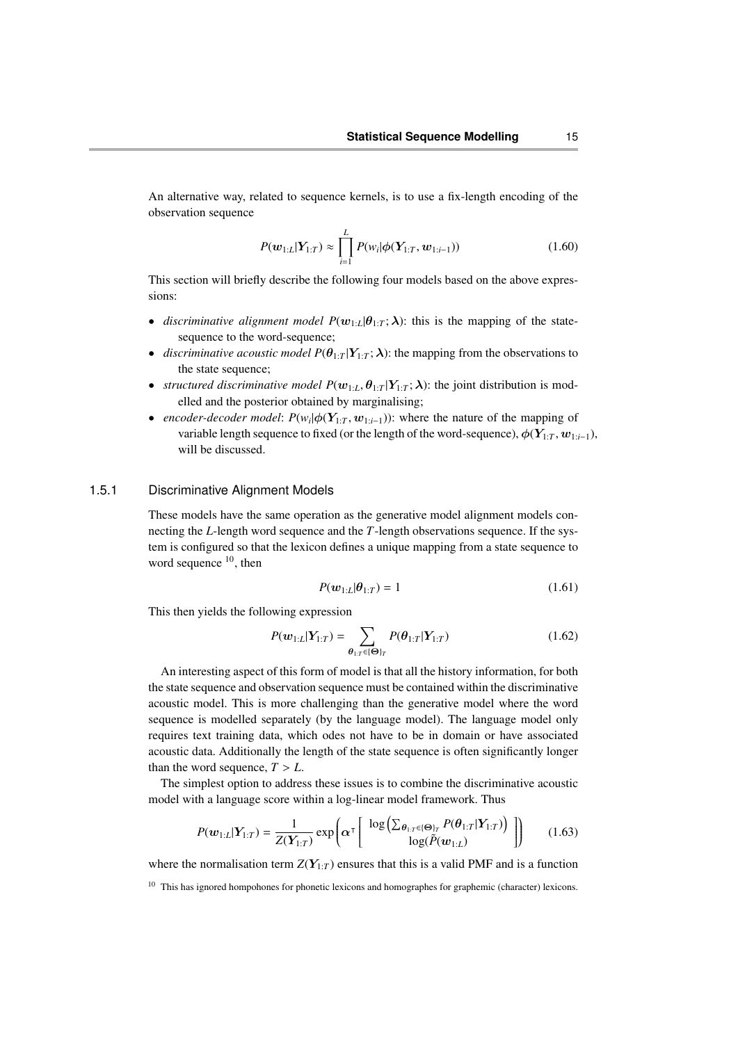An alternative way, related to sequence kernels, is to use a fix-length encoding of the observation sequence

$$P(\boldsymbol{w}_{1:L}|\boldsymbol{Y}_{1:T}) \approx \prod_{i=1}^{L} P(w_i|\boldsymbol{\phi}(\boldsymbol{Y}_{1:T}, \boldsymbol{w}_{1:i-1})) \tag{1.60}$$

This section will briefly describe the following four models based on the above expressions:

- *discriminative alignment model* $P(\boldsymbol{w}_{1:L}|\boldsymbol{\theta}_{1:T}; \boldsymbol{\lambda})$: this is the mapping of the state-sequence to the word-sequence;
- *discriminative acoustic model* $P(\boldsymbol{\theta}_{1:T}|\boldsymbol{Y}_{1:T}; \boldsymbol{\lambda})$: the mapping from the observations to the state sequence;
- *structured discriminative model* $P(\boldsymbol{w}_{1:L}, \boldsymbol{\theta}_{1:T}|\boldsymbol{Y}_{1:T}; \boldsymbol{\lambda})$: the joint distribution is modelled and the posterior obtained by marginalising;
- *encoder-decoder model*: $P(w_i|\boldsymbol{\phi}(\boldsymbol{Y}_{1:T}, \boldsymbol{w}_{1:i-1}))$: where the nature of the mapping of variable length sequence to fixed (or the length of the word-sequence), $\boldsymbol{\phi}(\boldsymbol{Y}_{1:T}, \boldsymbol{w}_{1:i-1})$, will be discussed.

### 1.5.1 Discriminative Alignment Models

These models have the same operation as the generative model alignment models connecting the $L$-length word sequence and the $T$-length observations sequence. If the system is configured so that the lexicon defines a unique mapping from a state sequence to word sequence [10], then

$$P(\boldsymbol{w}_{1:L}|\boldsymbol{\theta}_{1:T}) = 1 \tag{1.61}$$

This then yields the following expression

$$P(\boldsymbol{w}_{1:L}|\boldsymbol{Y}_{1:T}) = \sum_{\boldsymbol{\theta}_{1:T} \in \{\boldsymbol{\Theta}\}_T} P(\boldsymbol{\theta}_{1:T}|\boldsymbol{Y}_{1:T}) \tag{1.62}$$

An interesting aspect of this form of model is that all the history information, for both the state sequence and observation sequence must be contained within the discriminative acoustic model. This is more challenging than the generative model where the word sequence is modelled separately (by the language model). The language model only requires text training data, which odes not have to be in domain or have associated acoustic data. Additionally the length of the state sequence is often significantly longer than the word sequence, $T > L$.

The simplest option to address these issues is to combine the discriminative acoustic model with a language score within a log-linear model framework. Thus

$$P(\boldsymbol{w}_{1:L}|\boldsymbol{Y}_{1:T}) = \frac{1}{Z(\boldsymbol{Y}_{1:T})} \exp\left(\boldsymbol{\alpha}^{\mathsf{T}} \begin{bmatrix} \log\left(\sum_{\boldsymbol{\theta}_{1:T} \in \{\boldsymbol{\Theta}\}_T} P(\boldsymbol{\theta}_{1:T}|\boldsymbol{Y}_{1:T})\right) \\ \log(\tilde{P}(\boldsymbol{w}_{1:L}) \end{bmatrix}\right) \tag{1.63}$$

where the normalisation term $Z(\boldsymbol{Y}_{1:T})$ ensures that this is a valid PMF and is a function

[10] This has ignored hompohones for phonetic lexicons and homographes for graphemic (character) lexicons.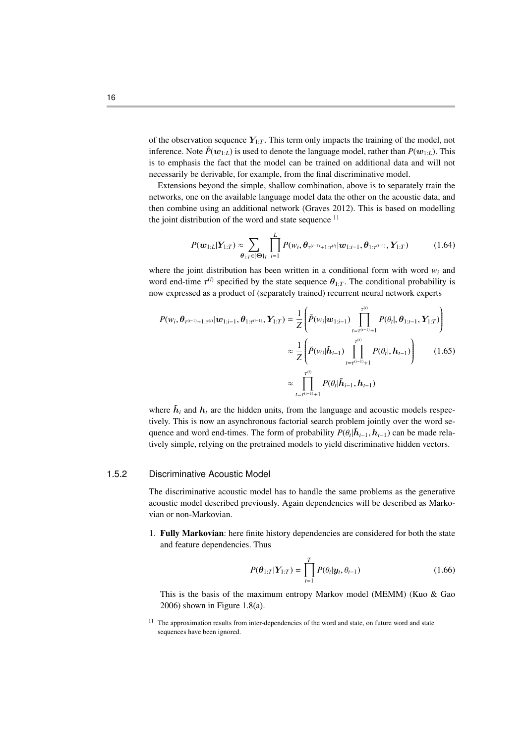of the observation sequence $\boldsymbol{Y}_{1:T}$. This term only impacts the training of the model, not inference. Note $\tilde{P}(\boldsymbol{w}_{1:L})$ is used to denote the language model, rather than $P(\boldsymbol{w}_{1:L})$. This is to emphasis the fact that the model can be trained on additional data and will not necessarily be derivable, for example, from the final discriminative model.

Extensions beyond the simple, shallow combination, above is to separately train the networks, one on the available language model data the other on the acoustic data, and then combine using an additional network (Graves 2012). This is based on modelling the joint distribution of the word and state sequence [11]

$$P(\boldsymbol{w}_{1:L}|\boldsymbol{Y}_{1:T}) \approx \sum_{\boldsymbol{\theta}_{1:T} \in \{\boldsymbol{\Theta}\}_T} \prod_{i=1}^{L} P(w_i, \boldsymbol{\theta}_{\tau^{(i-1)}+1:\tau^{(i)}} | \boldsymbol{w}_{1:i-1}, \boldsymbol{\theta}_{1:\tau^{(i-1)}}, \boldsymbol{Y}_{1:T}) \tag{1.64}$$

where the joint distribution has been written in a conditional form with word $w_i$ and word end-time $\tau^{(i)}$ specified by the state sequence $\boldsymbol{\theta}_{1:T}$. The conditional probability is now expressed as a product of (separately trained) recurrent neural network experts

$$\begin{aligned}
P(w_i, \boldsymbol{\theta}_{\tau^{(i-1)}+1:\tau^{(i)}} | \boldsymbol{w}_{1:i-1}, \boldsymbol{\theta}_{1:\tau^{(i-1)}}, \boldsymbol{Y}_{1:T}) &= \frac{1}{Z}\left(\tilde{P}(w_i|\boldsymbol{w}_{1:i-1}) \prod_{t=\tau^{(i-1)}+1}^{\tau^{(i)}} P(\theta_t|, \boldsymbol{\theta}_{1:t-1}, \boldsymbol{Y}_{1:T})\right) \\
&\approx \frac{1}{Z}\left(\tilde{P}(w_i|\tilde{\boldsymbol{h}}_{i-1}) \prod_{t=\tau^{(i-1)}+1}^{\tau^{(i)}} P(\theta_t|, \boldsymbol{h}_{t-1})\right) \\
&\approx \prod_{t=\tau^{(i-1)}+1}^{\tau^{(i)}} P(\theta_t|\tilde{\boldsymbol{h}}_{i-1}, \boldsymbol{h}_{t-1})
\end{aligned} \tag{1.65}$$

where $\tilde{\boldsymbol{h}}_i$ and $\boldsymbol{h}_t$ are the hidden units, from the language and acoustic models respectively. This is now an asynchronous factorial search problem jointly over the word sequence and word end-times. The form of probability $P(\theta_t|\tilde{\boldsymbol{h}}_{i-1}, \boldsymbol{h}_{t-1})$ can be made relatively simple, relying on the pretrained models to yield discriminative hidden vectors.

### 1.5.2 Discriminative Acoustic Model

The discriminative acoustic model has to handle the same problems as the generative acoustic model described previously. Again dependencies will be described as Markovian or non-Markovian.

1. **Fully Markovian**: here finite history dependencies are considered for both the state and feature dependencies. Thus

$$P(\boldsymbol{\theta}_{1:T}|\boldsymbol{Y}_{1:T}) = \prod_{t=1}^{T} P(\theta_t|\boldsymbol{y}_t, \theta_{t-1}) \tag{1.66}$$

This is the basis of the maximum entropy Markov model (MEMM) (Kuo & Gao 2006) shown in Figure 1.8(a).

[11] The approximation results from inter-dependencies of the word and state, on future word and state sequences have been ignored.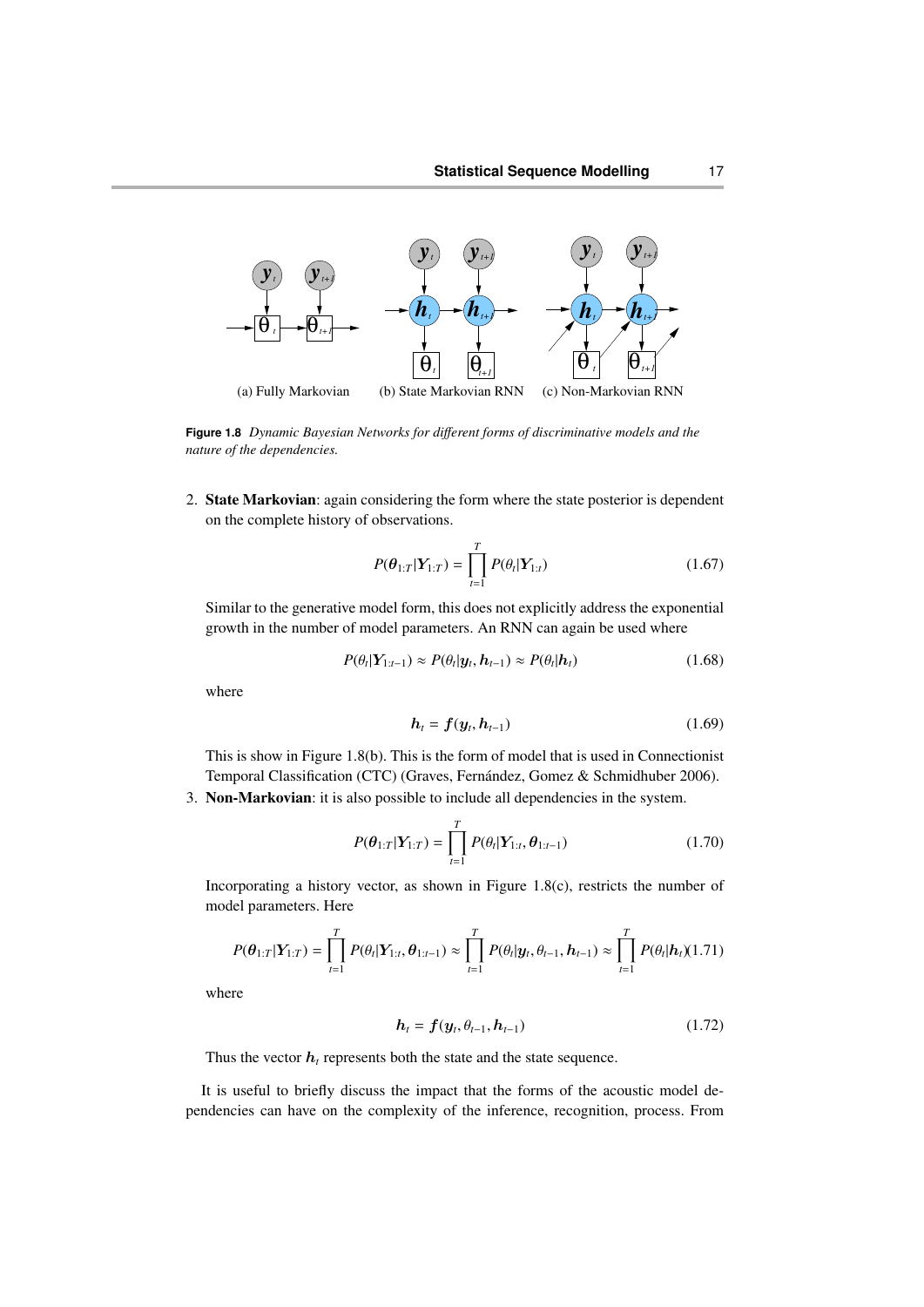(a) Fully Markovian (b) State Markovian RNN (c) Non-Markovian RNN

**Figure 1.8** *Dynamic Bayesian Networks for different forms of discriminative models and the nature of the dependencies.*

2. **State Markovian**: again considering the form where the state posterior is dependent on the complete history of observations.

$$P(\boldsymbol{\theta}_{1:T}|\boldsymbol{Y}_{1:T}) = \prod_{t=1}^{T} P(\theta_t|\boldsymbol{Y}_{1:t}) \tag{1.67}$$

Similar to the generative model form, this does not explicitly address the exponential growth in the number of model parameters. An RNN can again be used where

$$P(\theta_t|\boldsymbol{Y}_{1:t-1}) \approx P(\theta_t|\boldsymbol{y}_t, \boldsymbol{h}_{t-1}) \approx P(\theta_t|\boldsymbol{h}_t) \tag{1.68}$$

where

$$\boldsymbol{h}_t = \boldsymbol{f}(\boldsymbol{y}_t, \boldsymbol{h}_{t-1}) \tag{1.69}$$

This is show in Figure 1.8(b). This is the form of model that is used in Connectionist Temporal Classification (CTC) (Graves, Fernández, Gomez & Schmidhuber 2006).

3. **Non-Markovian**: it is also possible to include all dependencies in the system.

$$P(\boldsymbol{\theta}_{1:T}|\boldsymbol{Y}_{1:T}) = \prod_{t=1}^{T} P(\theta_t|\boldsymbol{Y}_{1:t}, \boldsymbol{\theta}_{1:t-1}) \tag{1.70}$$

Incorporating a history vector, as shown in Figure 1.8(c), restricts the number of model parameters. Here

$$P(\boldsymbol{\theta}_{1:T}|\boldsymbol{Y}_{1:T}) = \prod_{t=1}^{T} P(\theta_t|\boldsymbol{Y}_{1:t}, \boldsymbol{\theta}_{1:t-1}) \approx \prod_{t=1}^{T} P(\theta_t|\boldsymbol{y}_t, \theta_{t-1}, \boldsymbol{h}_{t-1}) \approx \prod_{t=1}^{T} P(\theta_t|\boldsymbol{h}_t) \tag{1.71}$$

where

$$\boldsymbol{h}_t = \boldsymbol{f}(\boldsymbol{y}_t, \theta_{t-1}, \boldsymbol{h}_{t-1}) \tag{1.72}$$

Thus the vector $\boldsymbol{h}_t$ represents both the state and the state sequence.

It is useful to briefly discuss the impact that the forms of the acoustic model dependencies can have on the complexity of the inference, recognition, process. From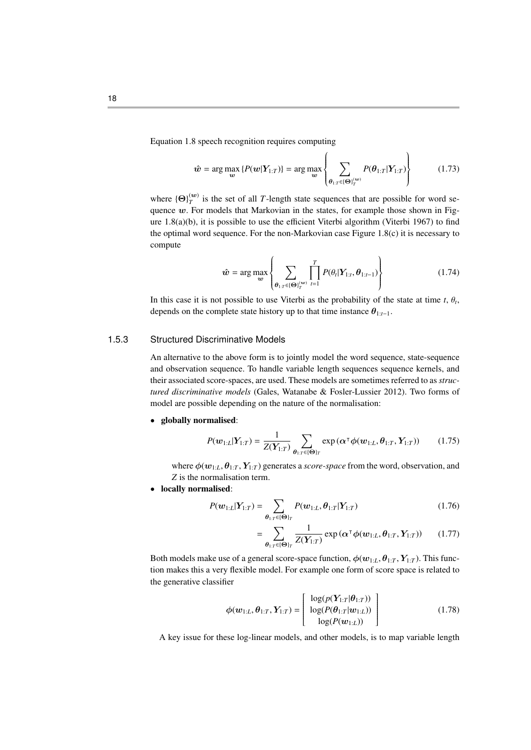Equation 1.8 speech recognition requires computing

$$\hat{\boldsymbol{w}} = \arg\max_{\boldsymbol{w}} \{P(\boldsymbol{w}|\boldsymbol{Y}_{1:T})\} = \arg\max_{\boldsymbol{w}} \left\{ \sum_{\boldsymbol{\theta}_{1:T} \in \{\boldsymbol{\Theta}\}_T^{(\boldsymbol{w})}} P(\boldsymbol{\theta}_{1:T}|\boldsymbol{Y}_{1:T}) \right\} \tag{1.73}$$

where $\{\boldsymbol{\Theta}\}_T^{(\boldsymbol{w})}$ is the set of all $T$-length state sequences that are possible for word sequence $\boldsymbol{w}$. For models that Markovian in the states, for example those shown in Figure 1.8(a)(b), it is possible to use the efficient Viterbi algorithm (Viterbi 1967) to find the optimal word sequence. For the non-Markovian case Figure 1.8(c) it is necessary to compute

$$\hat{\boldsymbol{w}} = \arg\max_{\boldsymbol{w}} \left\{ \sum_{\boldsymbol{\theta}_{1:T} \in \{\boldsymbol{\Theta}\}_T^{(\boldsymbol{w})}} \prod_{t=1}^{T} P(\theta_t|\boldsymbol{Y}_{1:t}, \boldsymbol{\theta}_{1:t-1}) \right\} \tag{1.74}$$

In this case it is not possible to use Viterbi as the probability of the state at time $t$, $\theta_t$, depends on the complete state history up to that time instance $\boldsymbol{\theta}_{1:t-1}$.

### 1.5.3 Structured Discriminative Models

An alternative to the above form is to jointly model the word sequence, state-sequence and observation sequence. To handle variable length sequences sequence kernels, and their associated score-spaces, are used. These models are sometimes referred to as *structured discriminative models* (Gales, Watanabe & Fosler-Lussier 2012). Two forms of model are possible depending on the nature of the normalisation:

- **globally normalised**:

$$P(\boldsymbol{w}_{1:L}|\boldsymbol{Y}_{1:T}) = \frac{1}{Z(\boldsymbol{Y}_{1:T})} \sum_{\boldsymbol{\theta}_{1:T} \in \{\boldsymbol{\Theta}\}_T} \exp\left(\boldsymbol{\alpha}^{\mathsf{T}} \boldsymbol{\phi}(\boldsymbol{w}_{1:L}, \boldsymbol{\theta}_{1:T}, \boldsymbol{Y}_{1:T})\right) \tag{1.75}$$

  where $\boldsymbol{\phi}(\boldsymbol{w}_{1:L}, \boldsymbol{\theta}_{1:T}, \boldsymbol{Y}_{1:T})$ generates a *score-space* from the word, observation, and $Z$ is the normalisation term.

- **locally normalised**:

$$P(\boldsymbol{w}_{1:L}|\boldsymbol{Y}_{1:T}) = \sum_{\boldsymbol{\theta}_{1:T} \in \{\boldsymbol{\Theta}\}_T} P(\boldsymbol{w}_{1:L}, \boldsymbol{\theta}_{1:T}|\boldsymbol{Y}_{1:T}) \tag{1.76}$$

$$= \sum_{\boldsymbol{\theta}_{1:T} \in \{\boldsymbol{\Theta}\}_T} \frac{1}{Z(\boldsymbol{Y}_{1:T})} \exp\left(\boldsymbol{\alpha}^{\mathsf{T}} \boldsymbol{\phi}(\boldsymbol{w}_{1:L}, \boldsymbol{\theta}_{1:T}, \boldsymbol{Y}_{1:T})\right) \tag{1.77}$$

Both models make use of a general score-space function, $\boldsymbol{\phi}(\boldsymbol{w}_{1:L}, \boldsymbol{\theta}_{1:T}, \boldsymbol{Y}_{1:T})$. This function makes this a very flexible model. For example one form of score space is related to the generative classifier

$$\boldsymbol{\phi}(\boldsymbol{w}_{1:L}, \boldsymbol{\theta}_{1:T}, \boldsymbol{Y}_{1:T}) = \begin{bmatrix} \log(p(\boldsymbol{Y}_{1:T}|\boldsymbol{\theta}_{1:T})) \\ \log(P(\boldsymbol{\theta}_{1:T}|\boldsymbol{w}_{1:L})) \\ \log(P(\boldsymbol{w}_{1:L})) \end{bmatrix} \tag{1.78}$$

A key issue for these log-linear models, and other models, is to map variable length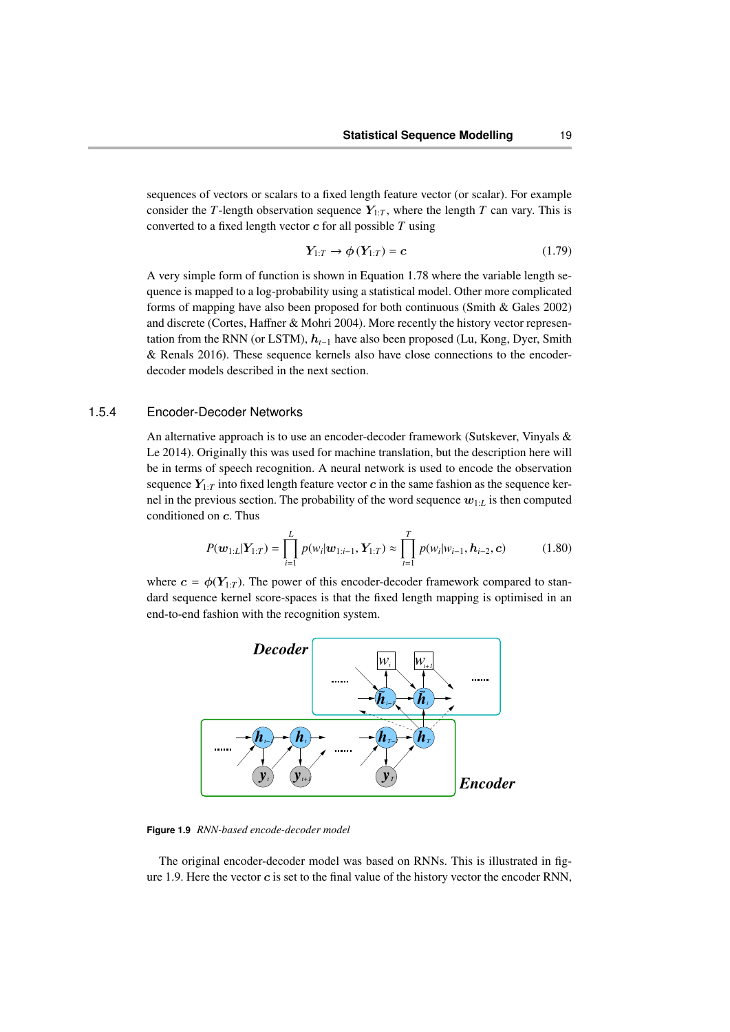sequences of vectors or scalars to a fixed length feature vector (or scalar). For example consider the $T$-length observation sequence $\boldsymbol{Y}_{1:T}$, where the length $T$ can vary. This is converted to a fixed length vector $\boldsymbol{c}$ for all possible $T$ using

$$\boldsymbol{Y}_{1:T} \to \phi(\boldsymbol{Y}_{1:T}) = \boldsymbol{c} \tag{1.79}$$

A very simple form of function is shown in Equation 1.78 where the variable length sequence is mapped to a log-probability using a statistical model. Other more complicated forms of mapping have also been proposed for both continuous (Smith & Gales 2002) and discrete (Cortes, Haffner & Mohri 2004). More recently the history vector representation from the RNN (or LSTM), $\boldsymbol{h}_{t-1}$ have also been proposed (Lu, Kong, Dyer, Smith & Renals 2016). These sequence kernels also have close connections to the encoder-decoder models described in the next section.

### 1.5.4 Encoder-Decoder Networks

An alternative approach is to use an encoder-decoder framework (Sutskever, Vinyals & Le 2014). Originally this was used for machine translation, but the description here will be in terms of speech recognition. A neural network is used to encode the observation sequence $\boldsymbol{Y}_{1:T}$ into fixed length feature vector $\boldsymbol{c}$ in the same fashion as the sequence kernel in the previous section. The probability of the word sequence $\boldsymbol{w}_{1:L}$ is then computed conditioned on $\boldsymbol{c}$. Thus

$$P(\boldsymbol{w}_{1:L}|\boldsymbol{Y}_{1:T}) = \prod_{i=1}^{L} p(w_i|\boldsymbol{w}_{1:i-1}, \boldsymbol{Y}_{1:T}) \approx \prod_{t=1}^{T} p(w_i|w_{i-1}, \boldsymbol{h}_{i-2}, \boldsymbol{c}) \tag{1.80}$$

where $\boldsymbol{c} = \phi(\boldsymbol{Y}_{1:T})$. The power of this encoder-decoder framework compared to standard sequence kernel score-spaces is that the fixed length mapping is optimised in an end-to-end fashion with the recognition system.

**Figure 1.9** *RNN-based encode-decoder model*

The original encoder-decoder model was based on RNNs. This is illustrated in figure 1.9. Here the vector $\boldsymbol{c}$ is set to the final value of the history vector the encoder RNN,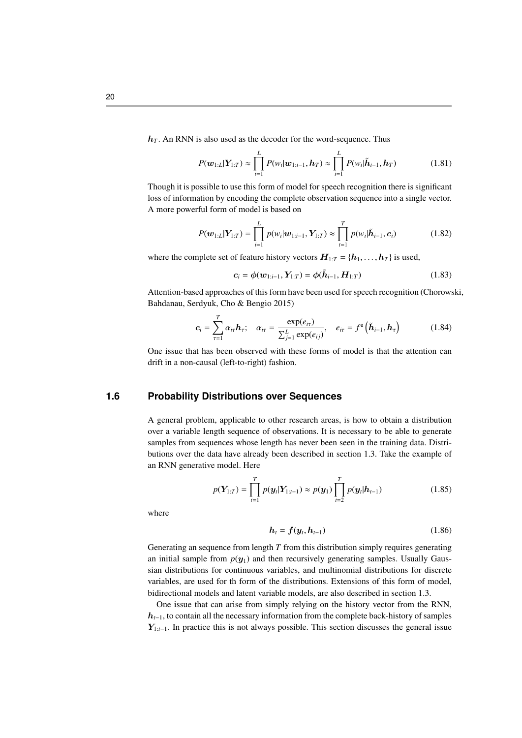$\boldsymbol{h}_T$. An RNN is also used as the decoder for the word-sequence. Thus

$$P(\boldsymbol{w}_{1:L}|\boldsymbol{Y}_{1:T}) \approx \prod_{i=1}^{L} P(w_i|\boldsymbol{w}_{1:i-1}, \boldsymbol{h}_T) \approx \prod_{i=1}^{L} P(w_i|\tilde{\boldsymbol{h}}_{i-1}, \boldsymbol{h}_T) \tag{1.81}$$

Though it is possible to use this form of model for speech recognition there is significant loss of information by encoding the complete observation sequence into a single vector. A more powerful form of model is based on

$$P(\boldsymbol{w}_{1:L}|\boldsymbol{Y}_{1:T}) = \prod_{i=1}^{L} p(w_i|\boldsymbol{w}_{1:i-1}, \boldsymbol{Y}_{1:T}) \approx \prod_{t=1}^{T} p(w_i|\tilde{\boldsymbol{h}}_{i-1}, \boldsymbol{c}_i) \tag{1.82}$$

where the complete set of feature history vectors $\boldsymbol{H}_{1:T} = \{\boldsymbol{h}_1, \ldots, \boldsymbol{h}_T\}$ is used,

$$\boldsymbol{c}_i = \phi(\boldsymbol{w}_{1:i-1}, \boldsymbol{Y}_{1:T}) = \phi(\tilde{\boldsymbol{h}}_{i-1}, \boldsymbol{H}_{1:T}) \tag{1.83}$$

Attention-based approaches of this form have been used for speech recognition (Chorowski, Bahdanau, Serdyuk, Cho & Bengio 2015)

$$\boldsymbol{c}_i = \sum_{\tau=1}^{T} \alpha_{i\tau}\boldsymbol{h}_\tau; \quad \alpha_{i\tau} = \frac{\exp(e_{i\tau})}{\sum_{j=1}^{L}\exp(e_{ij})}, \quad e_{i\tau} = f^{\text{e}}\left(\tilde{\boldsymbol{h}}_{i-1}, \boldsymbol{h}_\tau\right) \tag{1.84}$$

One issue that has been observed with these forms of model is that the attention can drift in a non-causal (left-to-right) fashion.

## 1.6 Probability Distributions over Sequences

A general problem, applicable to other research areas, is how to obtain a distribution over a variable length sequence of observations. It is necessary to be able to generate samples from sequences whose length has never been seen in the training data. Distributions over the data have already been described in section 1.3. Take the example of an RNN generative model. Here

$$p(\boldsymbol{Y}_{1:T}) = \prod_{t=1}^{T} p(\boldsymbol{y}_t|\boldsymbol{Y}_{1:t-1}) \approx p(\boldsymbol{y}_1)\prod_{t=2}^{T} p(\boldsymbol{y}_t|\boldsymbol{h}_{t-1}) \tag{1.85}$$

where

$$\boldsymbol{h}_t = \boldsymbol{f}(\boldsymbol{y}_t, \boldsymbol{h}_{t-1}) \tag{1.86}$$

Generating an sequence from length $T$ from this distribution simply requires generating an initial sample from $p(\boldsymbol{y}_1)$ and then recursively generating samples. Usually Gaussian distributions for continuous variables, and multinomial distributions for discrete variables, are used for th form of the distributions. Extensions of this form of model, bidirectional models and latent variable models, are also described in section 1.3.

One issue that can arise from simply relying on the history vector from the RNN, $\boldsymbol{h}_{t-1}$, to contain all the necessary information from the complete back-history of samples $\boldsymbol{Y}_{1:t-1}$. In practice this is not always possible. This section discusses the general issue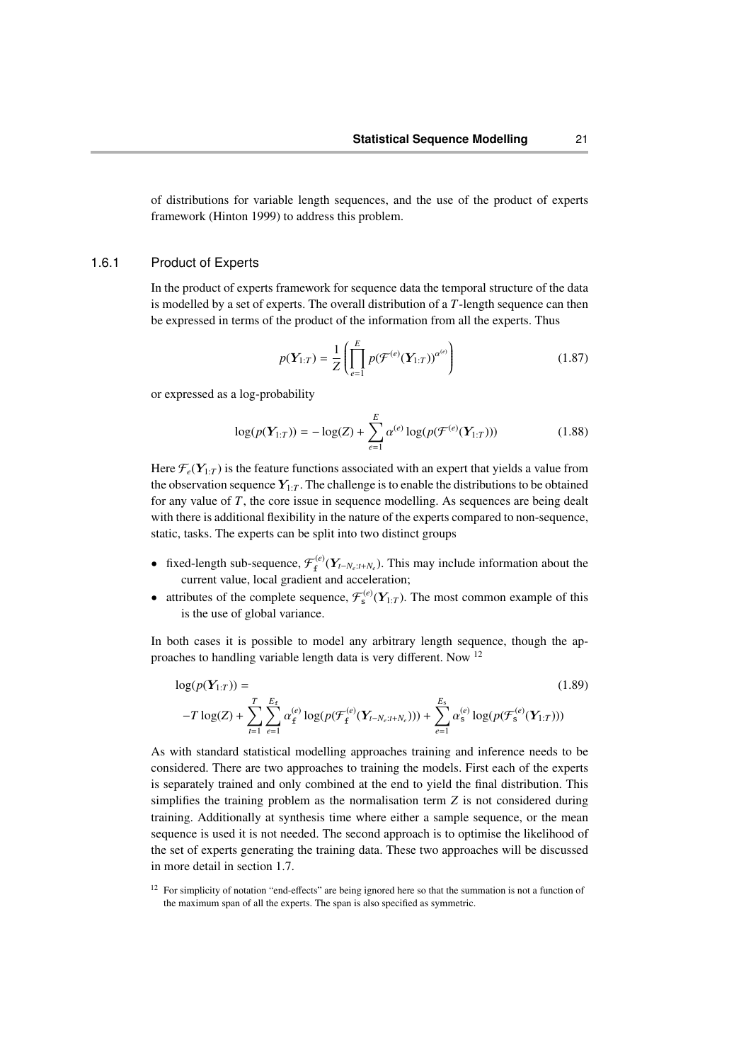of distributions for variable length sequences, and the use of the product of experts framework (Hinton 1999) to address this problem.

### 1.6.1 Product of Experts

In the product of experts framework for sequence data the temporal structure of the data is modelled by a set of experts. The overall distribution of a $T$-length sequence can then be expressed in terms of the product of the information from all the experts. Thus

$$p(\boldsymbol{Y}_{1:T}) = \frac{1}{Z}\left(\prod_{e=1}^{E} p(\mathcal{F}^{(e)}(\boldsymbol{Y}_{1:T}))^{\alpha^{(e)}}\right) \tag{1.87}$$

or expressed as a log-probability

$$\log(p(\boldsymbol{Y}_{1:T})) = -\log(Z) + \sum_{e=1}^{E} \alpha^{(e)} \log(p(\mathcal{F}^{(e)}(\boldsymbol{Y}_{1:T}))) \tag{1.88}$$

Here $\mathcal{F}_e(\boldsymbol{Y}_{1:T})$ is the feature functions associated with an expert that yields a value from the observation sequence $\boldsymbol{Y}_{1:T}$. The challenge is to enable the distributions to be obtained for any value of $T$, the core issue in sequence modelling. As sequences are being dealt with there is additional flexibility in the nature of the experts compared to non-sequence, static, tasks. The experts can be split into two distinct groups

- fixed-length sub-sequence, $\mathcal{F}_{\mathtt{f}}^{(e)}(\boldsymbol{Y}_{t-N_e:t+N_e})$. This may include information about the current value, local gradient and acceleration;
- attributes of the complete sequence, $\mathcal{F}_{\mathtt{s}}^{(e)}(\boldsymbol{Y}_{1:T})$. The most common example of this is the use of global variance.

In both cases it is possible to model any arbitrary length sequence, though the approaches to handling variable length data is very different. Now [12]

$$\log(p(\boldsymbol{Y}_{1:T})) = \tag{1.89}$$
$$-T\log(Z) + \sum_{t=1}^{T}\sum_{e=1}^{E_{\mathtt{f}}} \alpha_{\mathtt{f}}^{(e)} \log(p(\mathcal{F}_{\mathtt{f}}^{(e)}(\boldsymbol{Y}_{t-N_e:t+N_e}))) + \sum_{e=1}^{E_{\mathtt{s}}} \alpha_{\mathtt{s}}^{(e)} \log(p(\mathcal{F}_{\mathtt{s}}^{(e)}(\boldsymbol{Y}_{1:T})))$$

As with standard statistical modelling approaches training and inference needs to be considered. There are two approaches to training the models. First each of the experts is separately trained and only combined at the end to yield the final distribution. This simplifies the training problem as the normalisation term $Z$ is not considered during training. Additionally at synthesis time where either a sample sequence, or the mean sequence is used it is not needed. The second approach is to optimise the likelihood of the set of experts generating the training data. These two approaches will be discussed in more detail in section 1.7.

[12] For simplicity of notation "end-effects" are being ignored here so that the summation is not a function of the maximum span of all the experts. The span is also specified as symmetric.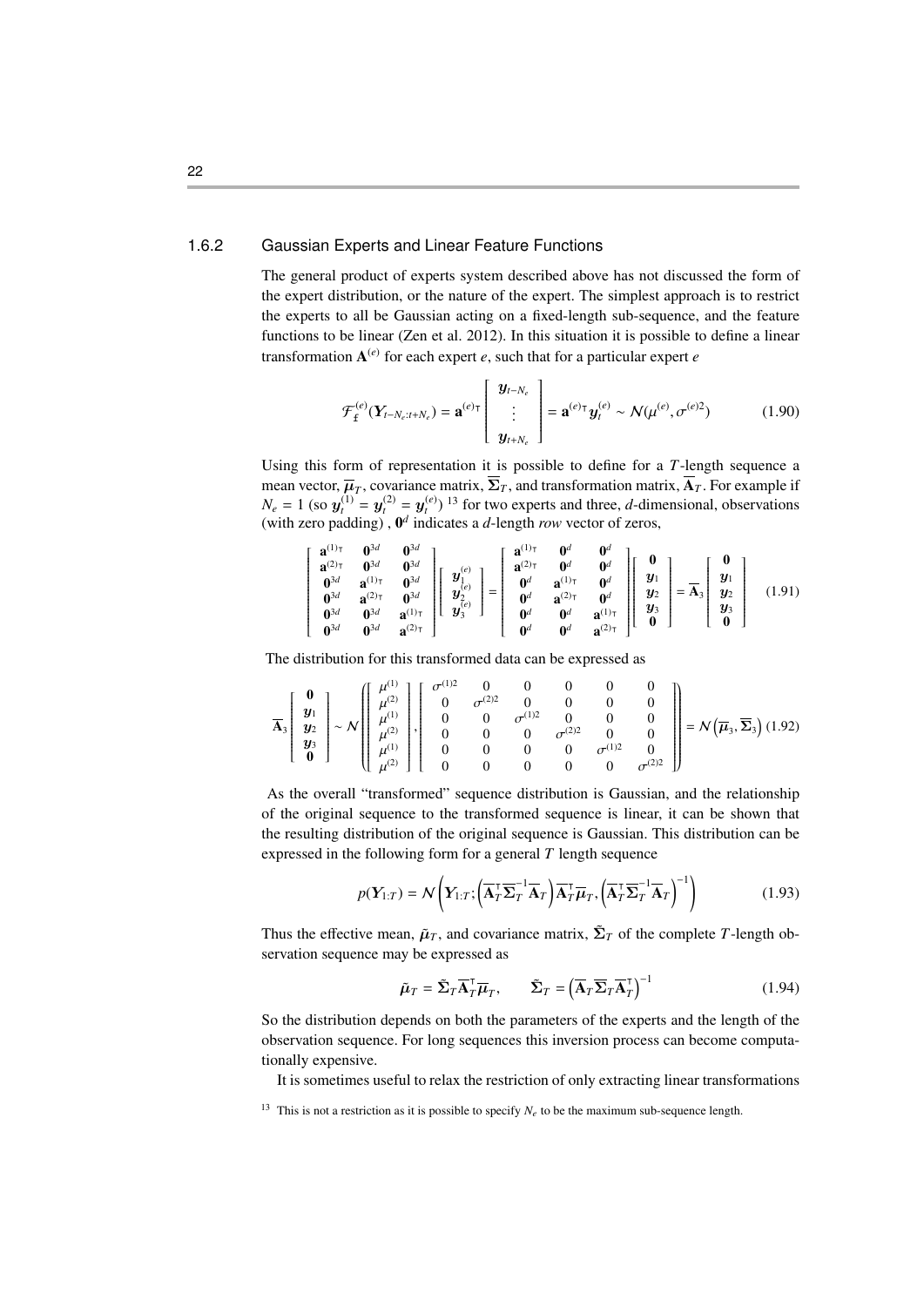### 1.6.2 Gaussian Experts and Linear Feature Functions

The general product of experts system described above has not discussed the form of the expert distribution, or the nature of the expert. The simplest approach is to restrict the experts to all be Gaussian acting on a fixed-length sub-sequence, and the feature functions to be linear (Zen et al. 2012). In this situation it is possible to define a linear transformation $\mathbf{A}^{(e)}$ for each expert $e$, such that for a particular expert $e$

$$\mathcal{F}_{\mathtt{f}}^{(e)}(\boldsymbol{Y}_{t-N_e:t+N_e}) = \mathbf{a}^{(e)\intercal}\begin{bmatrix} \boldsymbol{y}_{t-N_e} \\ \vdots \\ \boldsymbol{y}_{t+N_e} \end{bmatrix} = \mathbf{a}^{(e)\intercal}\boldsymbol{y}_t^{(e)} \sim \mathcal{N}(\mu^{(e)}, \sigma^{(e)2}) \tag{1.90}$$

Using this form of representation it is possible to define for a $T$-length sequence a mean vector, $\overline{\boldsymbol{\mu}}_T$, covariance matrix, $\overline{\boldsymbol{\Sigma}}_T$, and transformation matrix, $\overline{\mathbf{A}}_T$. For example if $N_e = 1$ (so $\boldsymbol{y}_t^{(1)} = \boldsymbol{y}_t^{(2)} = \boldsymbol{y}_t^{(e)}$) [13] for two experts and three, $d$-dimensional, observations (with zero padding) , $\mathbf{0}^d$ indicates a $d$-length *row* vector of zeros,

$$\begin{bmatrix} \mathbf{a}^{(1)\intercal} & \mathbf{0}^{3d} & \mathbf{0}^{3d} \\ \mathbf{a}^{(2)\intercal} & \mathbf{0}^{3d} & \mathbf{0}^{3d} \\ \mathbf{0}^{3d} & \mathbf{a}^{(1)\intercal} & \mathbf{0}^{3d} \\ \mathbf{0}^{3d} & \mathbf{a}^{(2)\intercal} & \mathbf{0}^{3d} \\ \mathbf{0}^{3d} & \mathbf{0}^{3d} & \mathbf{a}^{(1)\intercal} \\ \mathbf{0}^{3d} & \mathbf{0}^{3d} & \mathbf{a}^{(2)\intercal} \end{bmatrix} \begin{bmatrix} \boldsymbol{y}_1^{(e)} \\ \boldsymbol{y}_2^{(e)} \\ \boldsymbol{y}_3^{(e)} \end{bmatrix} = \begin{bmatrix} \mathbf{a}^{(1)\intercal} & \mathbf{0}^{d} & \mathbf{0}^{d} \\ \mathbf{a}^{(2)\intercal} & \mathbf{0}^{d} & \mathbf{0}^{d} \\ \mathbf{0}^{d} & \mathbf{a}^{(1)\intercal} & \mathbf{0}^{d} \\ \mathbf{0}^{d} & \mathbf{a}^{(2)\intercal} & \mathbf{0}^{d} \\ \mathbf{0}^{d} & \mathbf{0}^{d} & \mathbf{a}^{(1)\intercal} \\ \mathbf{0}^{d} & \mathbf{0}^{d} & \mathbf{a}^{(2)\intercal} \end{bmatrix} \begin{bmatrix} \mathbf{0} \\ \boldsymbol{y}_1 \\ \boldsymbol{y}_2 \\ \boldsymbol{y}_3 \\ \mathbf{0} \end{bmatrix} = \overline{\mathbf{A}}_3 \begin{bmatrix} \mathbf{0} \\ \boldsymbol{y}_1 \\ \boldsymbol{y}_2 \\ \boldsymbol{y}_3 \\ \mathbf{0} \end{bmatrix} \tag{1.91}$$

The distribution for this transformed data can be expressed as

$$\overline{\mathbf{A}}_3 \begin{bmatrix} \mathbf{0} \\ \boldsymbol{y}_1 \\ \boldsymbol{y}_2 \\ \boldsymbol{y}_3 \\ \mathbf{0} \end{bmatrix} \sim \mathcal{N}\left( \begin{bmatrix} \mu^{(1)} \\ \mu^{(2)} \\ \mu^{(1)} \\ \mu^{(2)} \\ \mu^{(1)} \\ \mu^{(2)} \end{bmatrix}, \begin{bmatrix} \sigma^{(1)2} & 0 & 0 & 0 & 0 & 0 \\ 0 & \sigma^{(2)2} & 0 & 0 & 0 & 0 \\ 0 & 0 & \sigma^{(1)2} & 0 & 0 & 0 \\ 0 & 0 & 0 & \sigma^{(2)2} & 0 & 0 \\ 0 & 0 & 0 & 0 & \sigma^{(1)2} & 0 \\ 0 & 0 & 0 & 0 & 0 & \sigma^{(2)2} \end{bmatrix} \right) = \mathcal{N}\left(\overline{\boldsymbol{\mu}}_3, \overline{\boldsymbol{\Sigma}}_3\right) \tag{1.92}$$

As the overall "transformed" sequence distribution is Gaussian, and the relationship of the original sequence to the transformed sequence is linear, it can be shown that the resulting distribution of the original sequence is Gaussian. This distribution can be expressed in the following form for a general $T$ length sequence

$$p(\boldsymbol{Y}_{1:T}) = \mathcal{N}\left(\boldsymbol{Y}_{1:T}; \left(\overline{\mathbf{A}}_T^\intercal \overline{\boldsymbol{\Sigma}}_T^{-1} \overline{\mathbf{A}}_T\right) \overline{\mathbf{A}}_T^\intercal \overline{\boldsymbol{\mu}}_T, \left(\overline{\mathbf{A}}_T^\intercal \overline{\boldsymbol{\Sigma}}_T^{-1} \overline{\mathbf{A}}_T\right)^{-1}\right) \tag{1.93}$$

Thus the effective mean, $\tilde{\boldsymbol{\mu}}_T$, and covariance matrix, $\tilde{\boldsymbol{\Sigma}}_T$ of the complete $T$-length observation sequence may be expressed as

$$\tilde{\boldsymbol{\mu}}_T = \tilde{\boldsymbol{\Sigma}}_T \overline{\mathbf{A}}_T^\intercal \overline{\boldsymbol{\mu}}_T, \qquad \tilde{\boldsymbol{\Sigma}}_T = \left(\overline{\mathbf{A}}_T \overline{\boldsymbol{\Sigma}}_T \overline{\mathbf{A}}_T^\intercal\right)^{-1} \tag{1.94}$$

So the distribution depends on both the parameters of the experts and the length of the observation sequence. For long sequences this inversion process can become computationally expensive.

It is sometimes useful to relax the restriction of only extracting linear transformations

[13] This is not a restriction as it is possible to specify $N_e$ to be the maximum sub-sequence length.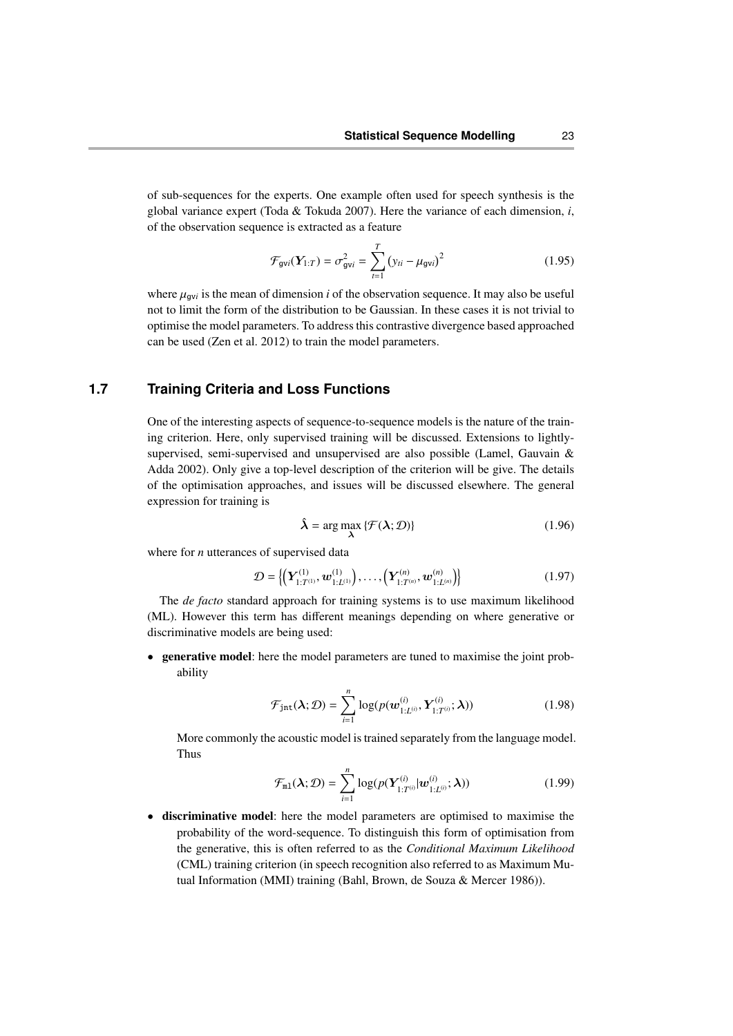of sub-sequences for the experts. One example often used for speech synthesis is the global variance expert (Toda & Tokuda 2007). Here the variance of each dimension, $i$, of the observation sequence is extracted as a feature

$$\mathcal{F}_{\mathtt{gv}i}(\boldsymbol{Y}_{1:T}) = \sigma^2_{\mathtt{gv}i} = \sum_{t=1}^{T} (y_{ti} - \mu_{\mathtt{gv}i})^2 \tag{1.95}$$

where $\mu_{\mathtt{gv}i}$ is the mean of dimension $i$ of the observation sequence. It may also be useful not to limit the form of the distribution to be Gaussian. In these cases it is not trivial to optimise the model parameters. To address this contrastive divergence based approached can be used (Zen et al. 2012) to train the model parameters.

## 1.7 Training Criteria and Loss Functions

One of the interesting aspects of sequence-to-sequence models is the nature of the training criterion. Here, only supervised training will be discussed. Extensions to lightly-supervised, semi-supervised and unsupervised are also possible (Lamel, Gauvain & Adda 2002). Only give a top-level description of the criterion will be give. The details of the optimisation approaches, and issues will be discussed elsewhere. The general expression for training is

$$\hat{\boldsymbol{\lambda}} = \arg\max_{\boldsymbol{\lambda}} \{\mathcal{F}(\boldsymbol{\lambda}; \mathcal{D})\} \tag{1.96}$$

where for $n$ utterances of supervised data

$$\mathcal{D} = \left\{ \left(\boldsymbol{Y}^{(1)}_{1:T^{(1)}}, \boldsymbol{w}^{(1)}_{1:L^{(1)}}\right), \ldots, \left(\boldsymbol{Y}^{(n)}_{1:T^{(n)}}, \boldsymbol{w}^{(n)}_{1:L^{(n)}}\right) \right\} \tag{1.97}$$

The *de facto* standard approach for training systems is to use maximum likelihood (ML). However this term has different meanings depending on where generative or discriminative models are being used:

- **generative model**: here the model parameters are tuned to maximise the joint probability

$$\mathcal{F}_{\mathtt{jnt}}(\boldsymbol{\lambda}; \mathcal{D}) = \sum_{i=1}^{n} \log(p(\boldsymbol{w}^{(i)}_{1:L^{(i)}}, \boldsymbol{Y}^{(i)}_{1:T^{(i)}}; \boldsymbol{\lambda})) \tag{1.98}$$

  More commonly the acoustic model is trained separately from the language model. Thus

$$\mathcal{F}_{\mathtt{ml}}(\boldsymbol{\lambda}; \mathcal{D}) = \sum_{i=1}^{n} \log(p(\boldsymbol{Y}^{(i)}_{1:T^{(i)}} | \boldsymbol{w}^{(i)}_{1:L^{(i)}}; \boldsymbol{\lambda})) \tag{1.99}$$

- **discriminative model**: here the model parameters are optimised to maximise the probability of the word-sequence. To distinguish this form of optimisation from the generative, this is often referred to as the *Conditional Maximum Likelihood* (CML) training criterion (in speech recognition also referred to as Maximum Mutual Information (MMI) training (Bahl, Brown, de Souza & Mercer 1986)).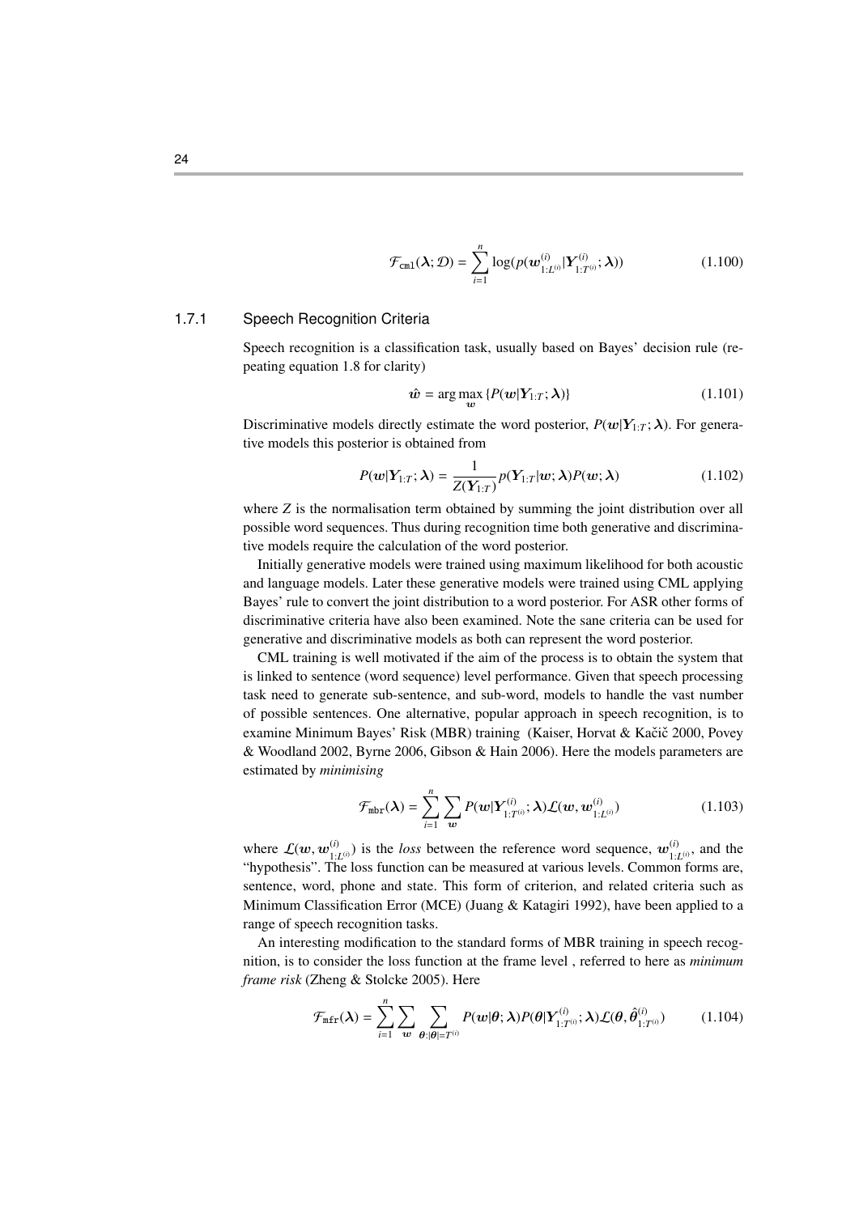$$\mathcal{F}_{\texttt{cml}}(\boldsymbol{\lambda}; \mathcal{D}) = \sum_{i=1}^{n} \log(p(\boldsymbol{w}^{(i)}_{1:L^{(i)}} | \boldsymbol{Y}^{(i)}_{1:T^{(i)}}; \boldsymbol{\lambda})) \tag{1.100}$$

### 1.7.1 Speech Recognition Criteria

Speech recognition is a classification task, usually based on Bayes' decision rule (repeating equation 1.8 for clarity)

$$\hat{\boldsymbol{w}} = \arg\max_{\boldsymbol{w}} \{P(\boldsymbol{w}|\boldsymbol{Y}_{1:T}; \boldsymbol{\lambda})\} \tag{1.101}$$

Discriminative models directly estimate the word posterior, $P(\boldsymbol{w}|\boldsymbol{Y}_{1:T}; \boldsymbol{\lambda})$. For generative models this posterior is obtained from

$$P(\boldsymbol{w}|\boldsymbol{Y}_{1:T}; \boldsymbol{\lambda}) = \frac{1}{Z(\boldsymbol{Y}_{1:T})} p(\boldsymbol{Y}_{1:T}|\boldsymbol{w}; \boldsymbol{\lambda}) P(\boldsymbol{w}; \boldsymbol{\lambda}) \tag{1.102}$$

where $Z$ is the normalisation term obtained by summing the joint distribution over all possible word sequences. Thus during recognition time both generative and discriminative models require the calculation of the word posterior.

Initially generative models were trained using maximum likelihood for both acoustic and language models. Later these generative models were trained using CML applying Bayes' rule to convert the joint distribution to a word posterior. For ASR other forms of discriminative criteria have also been examined. Note the sane criteria can be used for generative and discriminative models as both can represent the word posterior.

CML training is well motivated if the aim of the process is to obtain the system that is linked to sentence (word sequence) level performance. Given that speech processing task need to generate sub-sentence, and sub-word, models to handle the vast number of possible sentences. One alternative, popular approach in speech recognition, is to examine Minimum Bayes' Risk (MBR) training (Kaiser, Horvat & Kačič 2000, Povey & Woodland 2002, Byrne 2006, Gibson & Hain 2006). Here the models parameters are estimated by *minimising*

$$\mathcal{F}_{\texttt{mbr}}(\boldsymbol{\lambda}) = \sum_{i=1}^{n} \sum_{\boldsymbol{w}} P(\boldsymbol{w}|\boldsymbol{Y}^{(i)}_{1:T^{(i)}}; \boldsymbol{\lambda}) \mathcal{L}(\boldsymbol{w}, \boldsymbol{w}^{(i)}_{1:L^{(i)}}) \tag{1.103}$$

where $\mathcal{L}(\boldsymbol{w}, \boldsymbol{w}^{(i)}_{1:L^{(i)}})$ is the *loss* between the reference word sequence, $\boldsymbol{w}^{(i)}_{1:L^{(i)}}$, and the "hypothesis". The loss function can be measured at various levels. Common forms are, sentence, word, phone and state. This form of criterion, and related criteria such as Minimum Classification Error (MCE) (Juang & Katagiri 1992), have been applied to a range of speech recognition tasks.

An interesting modification to the standard forms of MBR training in speech recognition, is to consider the loss function at the frame level , referred to here as *minimum frame risk* (Zheng & Stolcke 2005). Here

$$\mathcal{F}_{\texttt{mfr}}(\boldsymbol{\lambda}) = \sum_{i=1}^{n} \sum_{\boldsymbol{w}} \sum_{\boldsymbol{\theta}:|\boldsymbol{\theta}|=T^{(i)}} P(\boldsymbol{w}|\boldsymbol{\theta}; \boldsymbol{\lambda}) P(\boldsymbol{\theta}|\boldsymbol{Y}^{(i)}_{1:T^{(i)}}; \boldsymbol{\lambda}) \mathcal{L}(\boldsymbol{\theta}, \hat{\boldsymbol{\theta}}^{(i)}_{1:T^{(i)}}) \tag{1.104}$$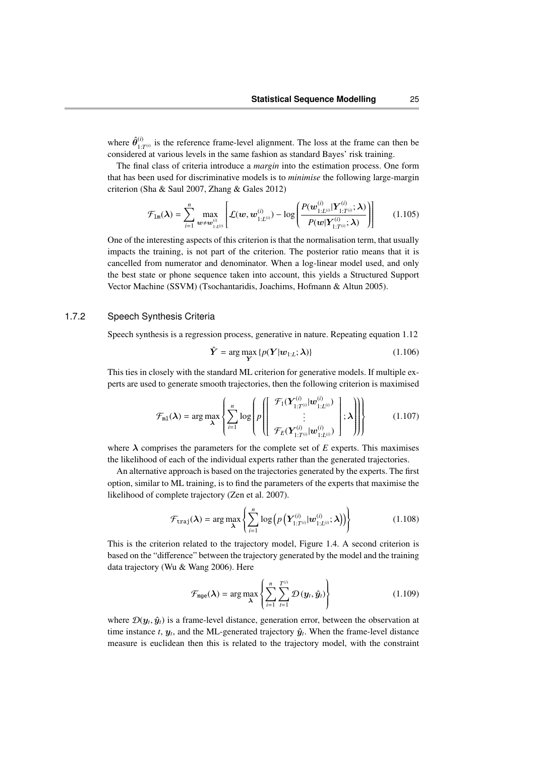where $\hat{\boldsymbol{\theta}}^{(i)}_{1:T^{(i)}}$ is the reference frame-level alignment. The loss at the frame can then be considered at various levels in the same fashion as standard Bayes' risk training.

The final class of criteria introduce a *margin* into the estimation process. One form that has been used for discriminative models is to *minimise* the following large-margin criterion (Sha & Saul 2007, Zhang & Gales 2012)

$$\mathcal{F}_{\texttt{lm}}(\boldsymbol{\lambda}) = \sum_{i=1}^{n} \max_{\boldsymbol{w} \neq \boldsymbol{w}^{(i)}_{1:L^{(i)}}} \left[ \mathcal{L}(\boldsymbol{w}, \boldsymbol{w}^{(i)}_{1:L^{(i)}}) - \log \left( \frac{P(\boldsymbol{w}^{(i)}_{1:L^{(i)}} | \boldsymbol{Y}^{(i)}_{1:T^{(i)}}; \boldsymbol{\lambda})}{P(\boldsymbol{w} | \boldsymbol{Y}^{(i)}_{1:T^{(i)}}; \boldsymbol{\lambda})} \right) \right] \tag{1.105}$$

One of the interesting aspects of this criterion is that the normalisation term, that usually impacts the training, is not part of the criterion. The posterior ratio means that it is cancelled from numerator and denominator. When a log-linear model used, and only the best state or phone sequence taken into account, this yields a Structured Support Vector Machine (SSVM) (Tsochantaridis, Joachims, Hofmann & Altun 2005).

### 1.7.2 Speech Synthesis Criteria

Speech synthesis is a regression process, generative in nature. Repeating equation 1.12

$$\hat{\boldsymbol{Y}} = \arg\max_{\boldsymbol{Y}} \{ p(\boldsymbol{Y} | \boldsymbol{w}_{1:L}; \boldsymbol{\lambda}) \} \tag{1.106}$$

This ties in closely with the standard ML criterion for generative models. If multiple experts are used to generate smooth trajectories, then the following criterion is maximised

$$\mathcal{F}_{\texttt{ml}}(\boldsymbol{\lambda}) = \arg\max_{\boldsymbol{\lambda}} \left\{ \sum_{i=1}^{n} \log \left( p \left( \left[ \begin{array}{c} \mathcal{F}_1(\boldsymbol{Y}^{(i)}_{1:T^{(i)}} | \boldsymbol{w}^{(i)}_{1:L^{(i)}}) \\ \vdots \\ \mathcal{F}_E(\boldsymbol{Y}^{(i)}_{1:T^{(i)}} | \boldsymbol{w}^{(i)}_{1:L^{(i)}}) \end{array} \right]; \boldsymbol{\lambda} \right) \right) \right\} \tag{1.107}$$

where $\boldsymbol{\lambda}$ comprises the parameters for the complete set of $E$ experts. This maximises the likelihood of each of the individual experts rather than the generated trajectories.

An alternative approach is based on the trajectories generated by the experts. The first option, similar to ML training, is to find the parameters of the experts that maximise the likelihood of complete trajectory (Zen et al. 2007).

$$\mathcal{F}_{\texttt{traj}}(\boldsymbol{\lambda}) = \arg\max_{\boldsymbol{\lambda}} \left\{ \sum_{i=1}^{n} \log \left( p \left( \boldsymbol{Y}^{(i)}_{1:T^{(i)}} | \boldsymbol{w}^{(i)}_{1:L^{(i)}}; \boldsymbol{\lambda} \right) \right) \right\} \tag{1.108}$$

This is the criterion related to the trajectory model, Figure 1.4. A second criterion is based on the "difference" between the trajectory generated by the model and the training data trajectory (Wu & Wang 2006). Here

$$\mathcal{F}_{\texttt{mge}}(\boldsymbol{\lambda}) = \arg\max_{\boldsymbol{\lambda}} \left\{ \sum_{i=1}^{n} \sum_{t=1}^{T^{(i)}} \mathcal{D}(\boldsymbol{y}_t, \hat{\boldsymbol{y}}_t) \right\} \tag{1.109}$$

where $\mathcal{D}(\boldsymbol{y}_t, \hat{\boldsymbol{y}}_t)$ is a frame-level distance, generation error, between the observation at time instance $t$, $\boldsymbol{y}_t$, and the ML-generated trajectory $\hat{\boldsymbol{y}}_t$. When the frame-level distance measure is euclidean then this is related to the trajectory model, with the constraint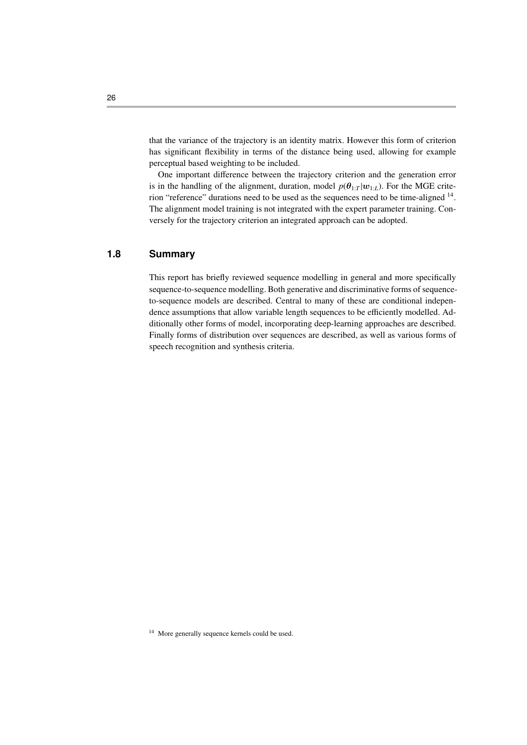that the variance of the trajectory is an identity matrix. However this form of criterion has significant flexibility in terms of the distance being used, allowing for example perceptual based weighting to be included.

One important difference between the trajectory criterion and the generation error is in the handling of the alignment, duration, model $p(\boldsymbol{\theta}_{1:T}|\boldsymbol{w}_{1:L})$. For the MGE criterion "reference" durations need to be used as the sequences need to be time-aligned [14]. The alignment model training is not integrated with the expert parameter training. Conversely for the trajectory criterion an integrated approach can be adopted.

## 1.8 Summary

This report has briefly reviewed sequence modelling in general and more specifically sequence-to-sequence modelling. Both generative and discriminative forms of sequence-to-sequence models are described. Central to many of these are conditional independence assumptions that allow variable length sequences to be efficiently modelled. Additionally other forms of model, incorporating deep-learning approaches are described. Finally forms of distribution over sequences are described, as well as various forms of speech recognition and synthesis criteria.

[14] More generally sequence kernels could be used.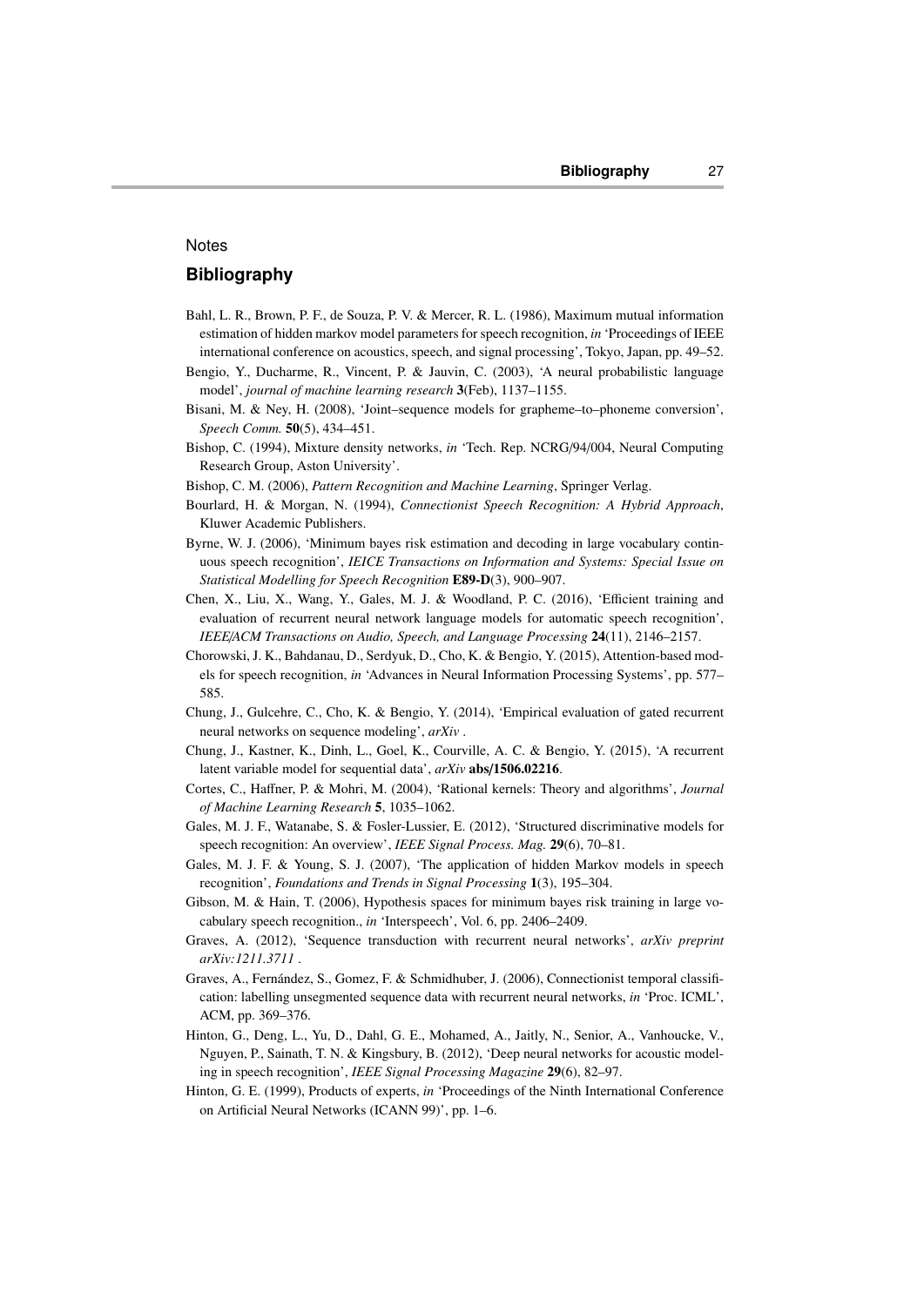Notes

## Bibliography

Bahl, L. R., Brown, P. F., de Souza, P. V. & Mercer, R. L. (1986), Maximum mutual information estimation of hidden markov model parameters for speech recognition, *in* 'Proceedings of IEEE international conference on acoustics, speech, and signal processing', Tokyo, Japan, pp. 49–52.

Bengio, Y., Ducharme, R., Vincent, P. & Jauvin, C. (2003), 'A neural probabilistic language model', *journal of machine learning research* **3**(Feb), 1137–1155.

Bisani, M. & Ney, H. (2008), 'Joint–sequence models for grapheme–to–phoneme conversion', *Speech Comm.* **50**(5), 434–451.

Bishop, C. (1994), Mixture density networks, *in* 'Tech. Rep. NCRG/94/004, Neural Computing Research Group, Aston University'.

Bishop, C. M. (2006), *Pattern Recognition and Machine Learning*, Springer Verlag.

Bourlard, H. & Morgan, N. (1994), *Connectionist Speech Recognition: A Hybrid Approach*, Kluwer Academic Publishers.

Byrne, W. J. (2006), 'Minimum bayes risk estimation and decoding in large vocabulary continuous speech recognition', *IEICE Transactions on Information and Systems: Special Issue on Statistical Modelling for Speech Recognition* **E89-D**(3), 900–907.

Chen, X., Liu, X., Wang, Y., Gales, M. J. & Woodland, P. C. (2016), 'Efficient training and evaluation of recurrent neural network language models for automatic speech recognition', *IEEE/ACM Transactions on Audio, Speech, and Language Processing* **24**(11), 2146–2157.

Chorowski, J. K., Bahdanau, D., Serdyuk, D., Cho, K. & Bengio, Y. (2015), Attention-based models for speech recognition, *in* 'Advances in Neural Information Processing Systems', pp. 577–585.

Chung, J., Gulcehre, C., Cho, K. & Bengio, Y. (2014), 'Empirical evaluation of gated recurrent neural networks on sequence modeling', *arXiv* .

Chung, J., Kastner, K., Dinh, L., Goel, K., Courville, A. C. & Bengio, Y. (2015), 'A recurrent latent variable model for sequential data', *arXiv* **abs/1506.02216**.

Cortes, C., Haffner, P. & Mohri, M. (2004), 'Rational kernels: Theory and algorithms', *Journal of Machine Learning Research* **5**, 1035–1062.

Gales, M. J. F., Watanabe, S. & Fosler-Lussier, E. (2012), 'Structured discriminative models for speech recognition: An overview', *IEEE Signal Process. Mag.* **29**(6), 70–81.

Gales, M. J. F. & Young, S. J. (2007), 'The application of hidden Markov models in speech recognition', *Foundations and Trends in Signal Processing* **1**(3), 195–304.

Gibson, M. & Hain, T. (2006), Hypothesis spaces for minimum bayes risk training in large vocabulary speech recognition., *in* 'Interspeech', Vol. 6, pp. 2406–2409.

Graves, A. (2012), 'Sequence transduction with recurrent neural networks', *arXiv preprint arXiv:1211.3711* .

Graves, A., Fernández, S., Gomez, F. & Schmidhuber, J. (2006), Connectionist temporal classification: labelling unsegmented sequence data with recurrent neural networks, *in* 'Proc. ICML', ACM, pp. 369–376.

Hinton, G., Deng, L., Yu, D., Dahl, G. E., Mohamed, A., Jaitly, N., Senior, A., Vanhoucke, V., Nguyen, P., Sainath, T. N. & Kingsbury, B. (2012), 'Deep neural networks for acoustic modeling in speech recognition', *IEEE Signal Processing Magazine* **29**(6), 82–97.

Hinton, G. E. (1999), Products of experts, *in* 'Proceedings of the Ninth International Conference on Artificial Neural Networks (ICANN 99)', pp. 1–6.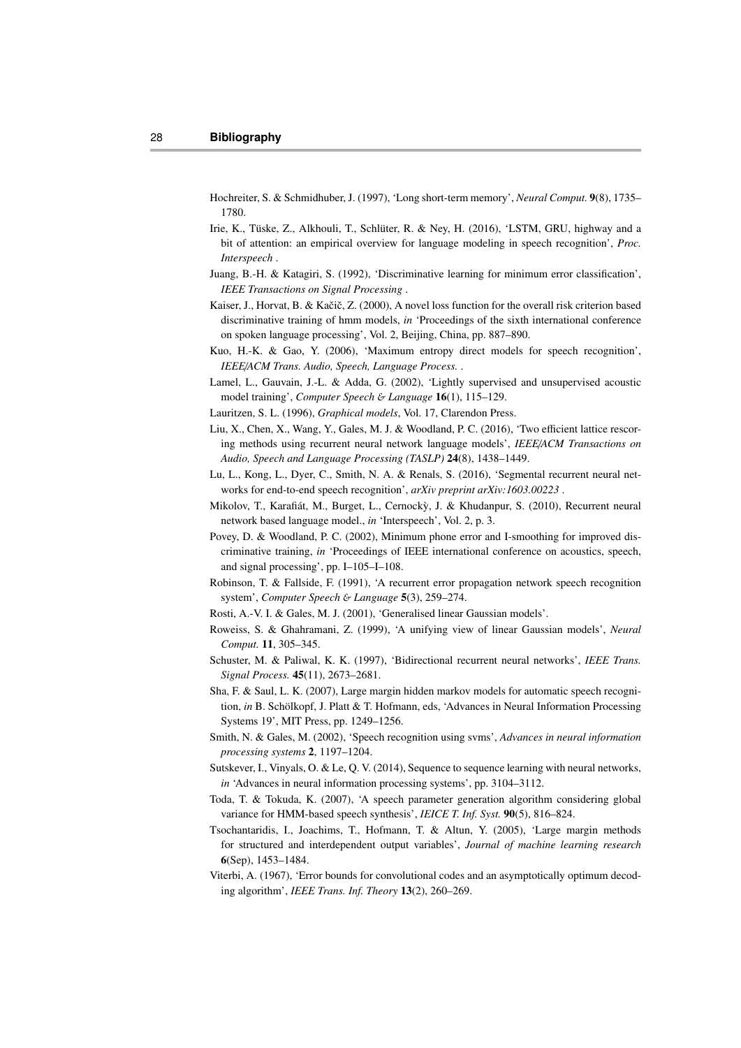Hochreiter, S. & Schmidhuber, J. (1997), 'Long short-term memory', *Neural Comput.* **9**(8), 1735–1780.

Irie, K., Tüske, Z., Alkhouli, T., Schlüter, R. & Ney, H. (2016), 'LSTM, GRU, highway and a bit of attention: an empirical overview for language modeling in speech recognition', *Proc. Interspeech* .

Juang, B.-H. & Katagiri, S. (1992), 'Discriminative learning for minimum error classification', *IEEE Transactions on Signal Processing* .

Kaiser, J., Horvat, B. & Kačič, Z. (2000), A novel loss function for the overall risk criterion based discriminative training of hmm models, *in* 'Proceedings of the sixth international conference on spoken language processing', Vol. 2, Beijing, China, pp. 887–890.

Kuo, H.-K. & Gao, Y. (2006), 'Maximum entropy direct models for speech recognition', *IEEE/ACM Trans. Audio, Speech, Language Process.* .

Lamel, L., Gauvain, J.-L. & Adda, G. (2002), 'Lightly supervised and unsupervised acoustic model training', *Computer Speech & Language* **16**(1), 115–129.

Lauritzen, S. L. (1996), *Graphical models*, Vol. 17, Clarendon Press.

Liu, X., Chen, X., Wang, Y., Gales, M. J. & Woodland, P. C. (2016), 'Two efficient lattice rescoring methods using recurrent neural network language models', *IEEE/ACM Transactions on Audio, Speech and Language Processing (TASLP)* **24**(8), 1438–1449.

Lu, L., Kong, L., Dyer, C., Smith, N. A. & Renals, S. (2016), 'Segmental recurrent neural networks for end-to-end speech recognition', *arXiv preprint arXiv:1603.00223* .

Mikolov, T., Karafiát, M., Burget, L., Cernockỳ, J. & Khudanpur, S. (2010), Recurrent neural network based language model., *in* 'Interspeech', Vol. 2, p. 3.

Povey, D. & Woodland, P. C. (2002), Minimum phone error and I-smoothing for improved discriminative training, *in* 'Proceedings of IEEE international conference on acoustics, speech, and signal processing', pp. I–105–I–108.

Robinson, T. & Fallside, F. (1991), 'A recurrent error propagation network speech recognition system', *Computer Speech & Language* **5**(3), 259–274.

Rosti, A.-V. I. & Gales, M. J. (2001), 'Generalised linear Gaussian models'.

Roweiss, S. & Ghahramani, Z. (1999), 'A unifying view of linear Gaussian models', *Neural Comput.* **11**, 305–345.

Schuster, M. & Paliwal, K. K. (1997), 'Bidirectional recurrent neural networks', *IEEE Trans. Signal Process.* **45**(11), 2673–2681.

Sha, F. & Saul, L. K. (2007), Large margin hidden markov models for automatic speech recognition, *in* B. Schölkopf, J. Platt & T. Hofmann, eds, 'Advances in Neural Information Processing Systems 19', MIT Press, pp. 1249–1256.

Smith, N. & Gales, M. (2002), 'Speech recognition using svms', *Advances in neural information processing systems* **2**, 1197–1204.

Sutskever, I., Vinyals, O. & Le, Q. V. (2014), Sequence to sequence learning with neural networks, *in* 'Advances in neural information processing systems', pp. 3104–3112.

Toda, T. & Tokuda, K. (2007), 'A speech parameter generation algorithm considering global variance for HMM-based speech synthesis', *IEICE T. Inf. Syst.* **90**(5), 816–824.

Tsochantaridis, I., Joachims, T., Hofmann, T. & Altun, Y. (2005), 'Large margin methods for structured and interdependent output variables', *Journal of machine learning research* **6**(Sep), 1453–1484.

Viterbi, A. (1967), 'Error bounds for convolutional codes and an asymptotically optimum decoding algorithm', *IEEE Trans. Inf. Theory* **13**(2), 260–269.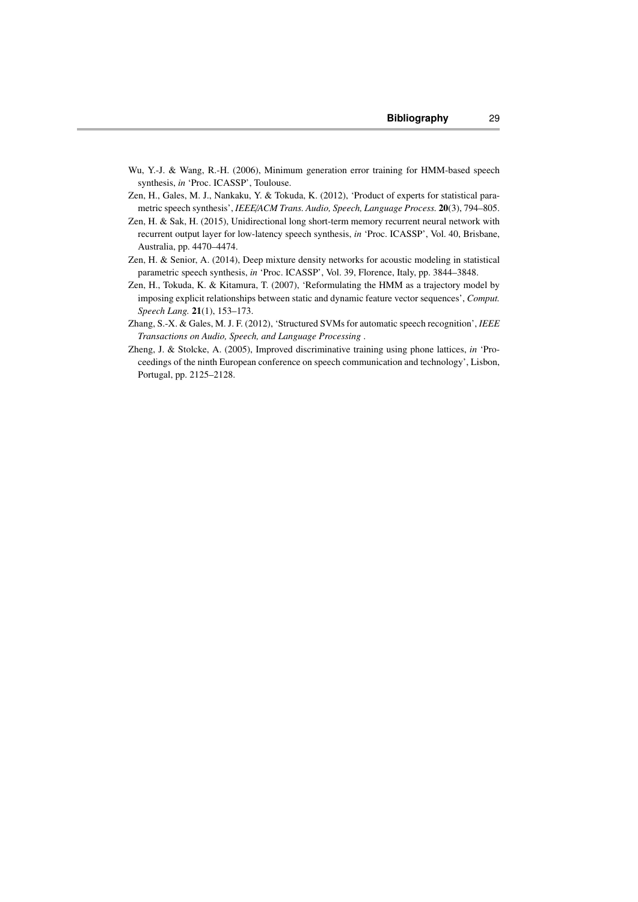Wu, Y.-J. & Wang, R.-H. (2006), Minimum generation error training for HMM-based speech synthesis, *in* 'Proc. ICASSP', Toulouse.

Zen, H., Gales, M. J., Nankaku, Y. & Tokuda, K. (2012), 'Product of experts for statistical parametric speech synthesis', *IEEE/ACM Trans. Audio, Speech, Language Process.* **20**(3), 794–805.

Zen, H. & Sak, H. (2015), Unidirectional long short-term memory recurrent neural network with recurrent output layer for low-latency speech synthesis, *in* 'Proc. ICASSP', Vol. 40, Brisbane, Australia, pp. 4470–4474.

Zen, H. & Senior, A. (2014), Deep mixture density networks for acoustic modeling in statistical parametric speech synthesis, *in* 'Proc. ICASSP', Vol. 39, Florence, Italy, pp. 3844–3848.

Zen, H., Tokuda, K. & Kitamura, T. (2007), 'Reformulating the HMM as a trajectory model by imposing explicit relationships between static and dynamic feature vector sequences', *Comput. Speech Lang.* **21**(1), 153–173.

Zhang, S.-X. & Gales, M. J. F. (2012), 'Structured SVMs for automatic speech recognition', *IEEE Transactions on Audio, Speech, and Language Processing* .

Zheng, J. & Stolcke, A. (2005), Improved discriminative training using phone lattices, *in* 'Proceedings of the ninth European conference on speech communication and technology', Lisbon, Portugal, pp. 2125–2128.